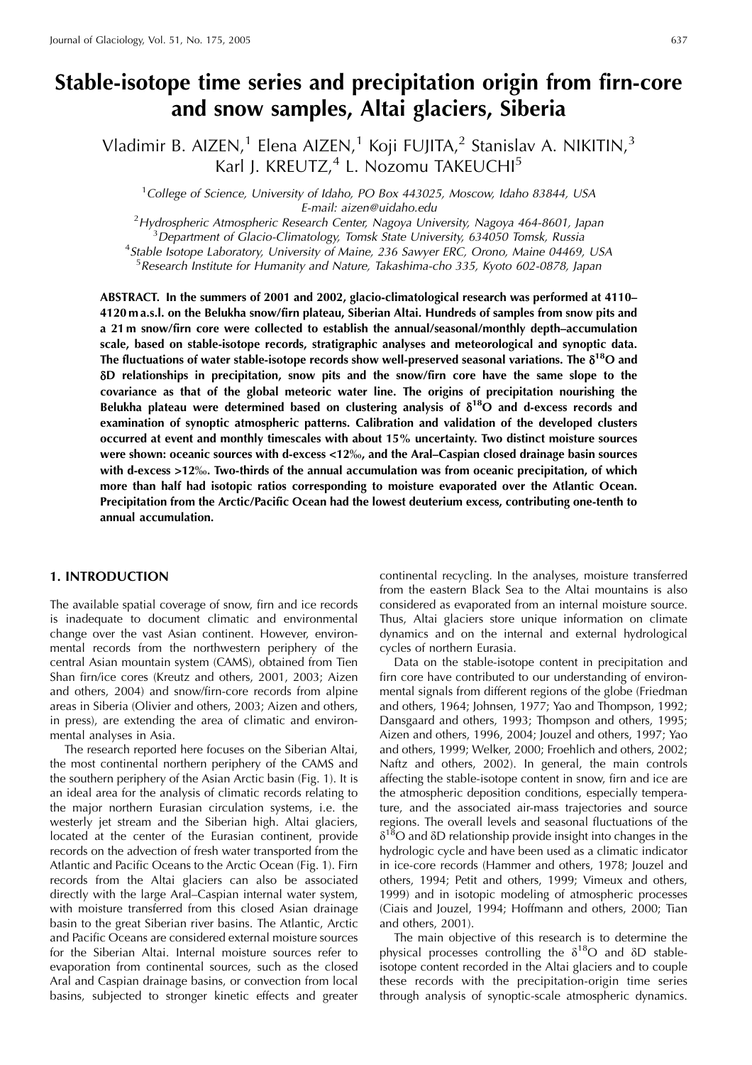# Stable-isotope time series and precipitation origin from firn-core and snow samples, Altai glaciers, Siberia

Vladimir B. AIZEN,[1] Elena AIZEN,[1] Koji FUJITA,[2] Stanislav A. NIKITIN,[3] Karl J. KREUTZ,[4] L. Nozomu TAKEUCHI[5]

[1] *College of Science, University of Idaho, PO Box 443025, Moscow, Idaho 83844, USA*
*E-mail: aizen@uidaho.edu*

[2] *Hydrospheric Atmospheric Research Center, Nagoya University, Nagoya 464-8601, Japan*

[3] *Department of Glacio-Climatology, Tomsk State University, 634050 Tomsk, Russia*

[4] *Stable Isotope Laboratory, University of Maine, 236 Sawyer ERC, Orono, Maine 04469, USA*

[5] *Research Institute for Humanity and Nature, Takashima-cho 335, Kyoto 602-0878, Japan*

**ABSTRACT. In the summers of 2001 and 2002, glacio-climatological research was performed at 4110–4120 m a.s.l. on the Belukha snow/firn plateau, Siberian Altai. Hundreds of samples from snow pits and a 21 m snow/firn core were collected to establish the annual/seasonal/monthly depth–accumulation scale, based on stable-isotope records, stratigraphic analyses and meteorological and synoptic data. The fluctuations of water stable-isotope records show well-preserved seasonal variations. The $\delta^{18}$O and $\delta$D relationships in precipitation, snow pits and the snow/firn core have the same slope to the covariance as that of the global meteoric water line. The origins of precipitation nourishing the Belukha plateau were determined based on clustering analysis of $\delta^{18}$O and d-excess records and examination of synoptic atmospheric patterns. Calibration and validation of the developed clusters occurred at event and monthly timescales with about 15% uncertainty. Two distinct moisture sources were shown: oceanic sources with d-excess <12‰, and the Aral–Caspian closed drainage basin sources with d-excess >12‰. Two-thirds of the annual accumulation was from oceanic precipitation, of which more than half had isotopic ratios corresponding to moisture evaporated over the Atlantic Ocean. Precipitation from the Arctic/Pacific Ocean had the lowest deuterium excess, contributing one-tenth to annual accumulation.**

## 1. INTRODUCTION

The available spatial coverage of snow, firn and ice records is inadequate to document climatic and environmental change over the vast Asian continent. However, environmental records from the northwestern periphery of the central Asian mountain system (CAMS), obtained from Tien Shan firn/ice cores (Kreutz and others, 2001, 2003; Aizen and others, 2004) and snow/firn-core records from alpine areas in Siberia (Olivier and others, 2003; Aizen and others, in press), are extending the area of climatic and environmental analyses in Asia.

The research reported here focuses on the Siberian Altai, the most continental northern periphery of the CAMS and the southern periphery of the Asian Arctic basin (Fig. 1). It is an ideal area for the analysis of climatic records relating to the major northern Eurasian circulation systems, i.e. the westerly jet stream and the Siberian high. Altai glaciers, located at the center of the Eurasian continent, provide records on the advection of fresh water transported from the Atlantic and Pacific Oceans to the Arctic Ocean (Fig. 1). Firn records from the Altai glaciers can also be associated directly with the large Aral–Caspian internal water system, with moisture transferred from this closed Asian drainage basin to the great Siberian river basins. The Atlantic, Arctic and Pacific Oceans are considered external moisture sources for the Siberian Altai. Internal moisture sources refer to evaporation from continental sources, such as the closed Aral and Caspian drainage basins, or convection from local basins, subjected to stronger kinetic effects and greater continental recycling. In the analyses, moisture transferred from the eastern Black Sea to the Altai mountains is also considered as evaporated from an internal moisture source. Thus, Altai glaciers store unique information on climate dynamics and on the internal and external hydrological cycles of northern Eurasia.

Data on the stable-isotope content in precipitation and firn core have contributed to our understanding of environmental signals from different regions of the globe (Friedman and others, 1964; Johnsen, 1977; Yao and Thompson, 1992; Dansgaard and others, 1993; Thompson and others, 1995; Aizen and others, 1996, 2004; Jouzel and others, 1997; Yao and others, 1999; Welker, 2000; Froehlich and others, 2002; Naftz and others, 2002). In general, the main controls affecting the stable-isotope content in snow, firn and ice are the atmospheric deposition conditions, especially temperature, and the associated air-mass trajectories and source regions. The overall levels and seasonal fluctuations of the $\delta^{18}$O and $\delta$D relationship provide insight into changes in the hydrologic cycle and have been used as a climatic indicator in ice-core records (Hammer and others, 1978; Jouzel and others, 1994; Petit and others, 1999; Vimeux and others, 1999) and in isotopic modeling of atmospheric processes (Ciais and Jouzel, 1994; Hoffmann and others, 2000; Tian and others, 2001).

The main objective of this research is to determine the physical processes controlling the $\delta^{18}$O and $\delta$D stable-isotope content recorded in the Altai glaciers and to couple these records with the precipitation-origin time series through analysis of synoptic-scale atmospheric dynamics.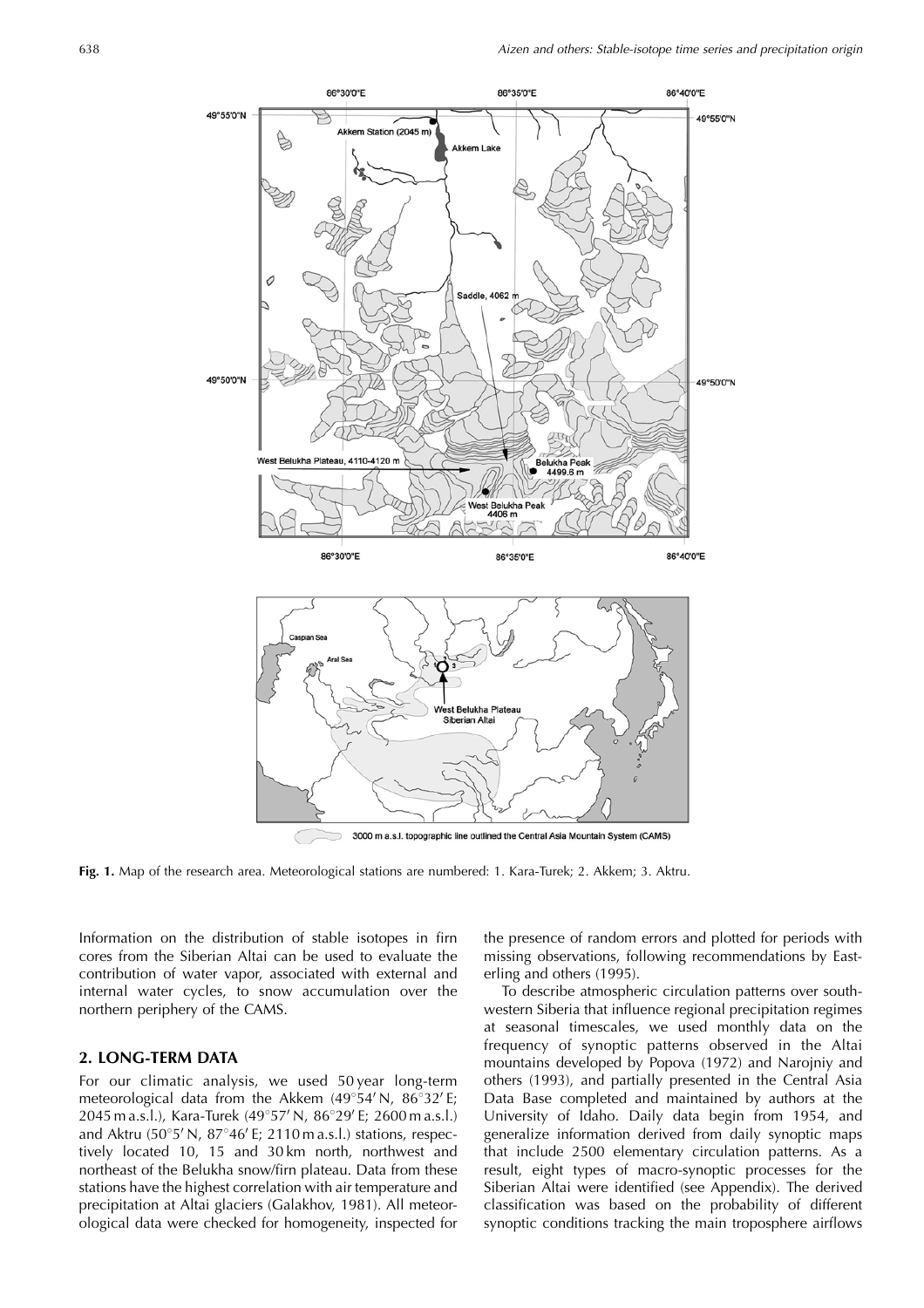**Fig. 1.** Map of the research area. Meteorological stations are numbered: 1. Kara-Turek; 2. Akkem; 3. Aktru.

Information on the distribution of stable isotopes in firn cores from the Siberian Altai can be used to evaluate the contribution of water vapor, associated with external and internal water cycles, to snow accumulation over the northern periphery of the CAMS.

## 2. LONG-TERM DATA

For our climatic analysis, we used 50 year long-term meteorological data from the Akkem (49°54′ N, 86°32′ E; 2045 m a.s.l.), Kara-Turek (49°57′ N, 86°29′ E; 2600 m a.s.l.) and Aktru (50°5′ N, 87°46′ E; 2110 m a.s.l.) stations, respectively located 10, 15 and 30 km north, northwest and northeast of the Belukha snow/firn plateau. Data from these stations have the highest correlation with air temperature and precipitation at Altai glaciers (Galakhov, 1981). All meteorological data were checked for homogeneity, inspected for the presence of random errors and plotted for periods with missing observations, following recommendations by Easterling and others (1995).

To describe atmospheric circulation patterns over southwestern Siberia that influence regional precipitation regimes at seasonal timescales, we used monthly data on the frequency of synoptic patterns observed in the Altai mountains developed by Popova (1972) and Narojniy and others (1993), and partially presented in the Central Asia Data Base completed and maintained by authors at the University of Idaho. Daily data begin from 1954, and generalize information derived from daily synoptic maps that include 2500 elementary circulation patterns. As a result, eight types of macro-synoptic processes for the Siberian Altai were identified (see Appendix). The derived classification was based on the probability of different synoptic conditions tracking the main troposphere airflows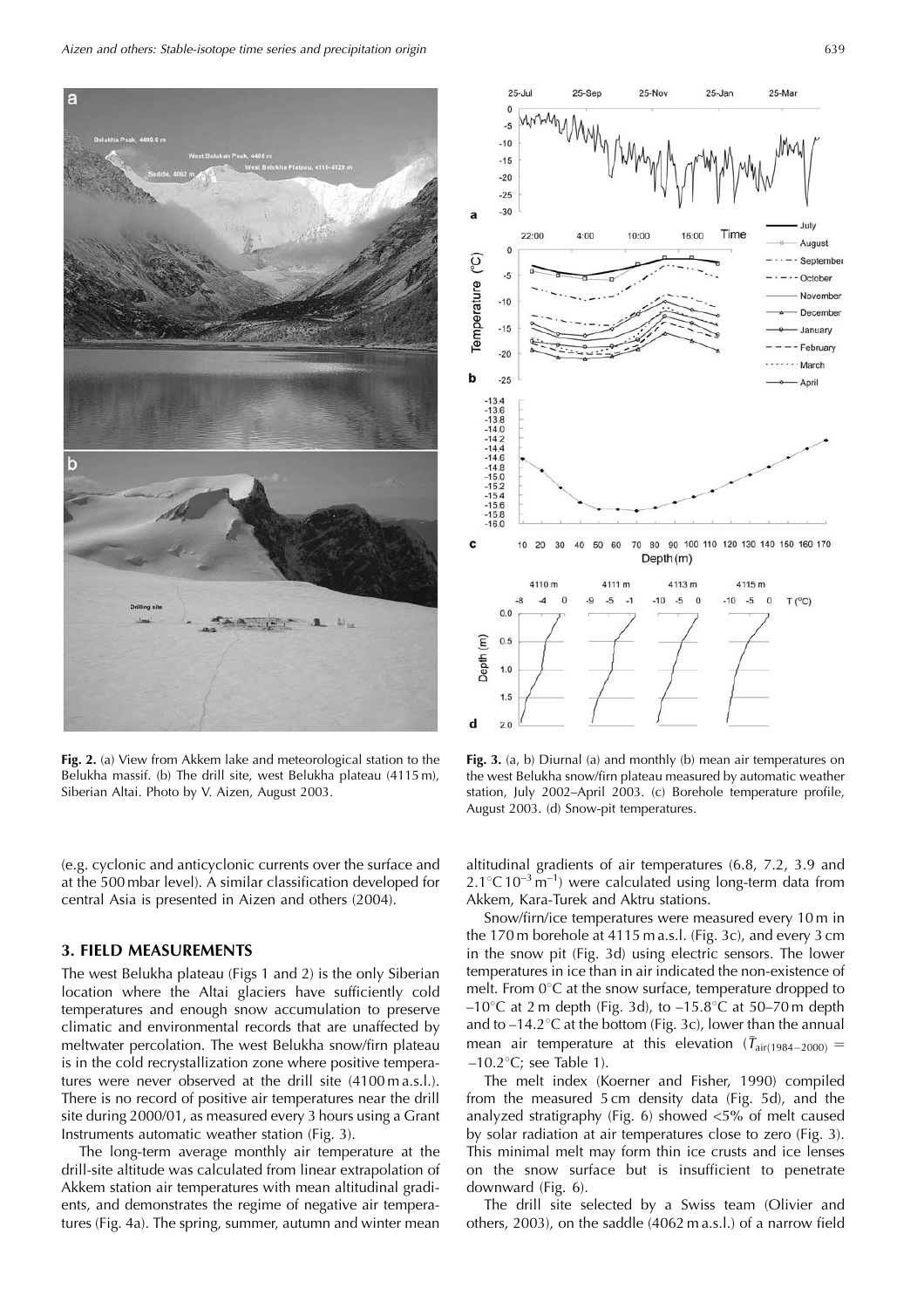**Fig. 2.** (a) View from Akkem lake and meteorological station to the Belukha massif. (b) The drill site, west Belukha plateau (4115 m), Siberian Altai. Photo by V. Aizen, August 2003.

**Fig. 3.** (a, b) Diurnal (a) and monthly (b) mean air temperatures on the west Belukha snow/firn plateau measured by automatic weather station, July 2002–April 2003. (c) Borehole temperature profile, August 2003. (d) Snow-pit temperatures.

(e.g. cyclonic and anticyclonic currents over the surface and at the 500 mbar level). A similar classification developed for central Asia is presented in Aizen and others (2004).

## 3. FIELD MEASUREMENTS

The west Belukha plateau (Figs 1 and 2) is the only Siberian location where the Altai glaciers have sufficiently cold temperatures and enough snow accumulation to preserve climatic and environmental records that are unaffected by meltwater percolation. The west Belukha snow/firn plateau is in the cold recrystallization zone where positive temperatures were never observed at the drill site (4100 m a.s.l.). There is no record of positive air temperatures near the drill site during 2000/01, as measured every 3 hours using a Grant Instruments automatic weather station (Fig. 3).

The long-term average monthly air temperature at the drill-site altitude was calculated from linear extrapolation of Akkem station air temperatures with mean altitudinal gradients, and demonstrates the regime of negative air temperatures (Fig. 4a). The spring, summer, autumn and winter mean altitudinal gradients of air temperatures (6.8, 7.2, 3.9 and 2.1$^\circ$C $10^{-3}$ m$^{-1}$) were calculated using long-term data from Akkem, Kara-Turek and Aktru stations.

Snow/firn/ice temperatures were measured every 10 m in the 170 m borehole at 4115 m a.s.l. (Fig. 3c), and every 3 cm in the snow pit (Fig. 3d) using electric sensors. The lower temperatures in ice than in air indicated the non-existence of melt. From 0$^\circ$C at the snow surface, temperature dropped to –10$^\circ$C at 2 m depth (Fig. 3d), to –15.8$^\circ$C at 50–70 m depth and to –14.2$^\circ$C at the bottom (Fig. 3c), lower than the annual mean air temperature at this elevation ($\bar{T}_{\mathrm{air}(1984-2000)} = -10.2^\circ$C; see Table 1).

The melt index (Koerner and Fisher, 1990) compiled from the measured 5 cm density data (Fig. 5d), and the analyzed stratigraphy (Fig. 6) showed <5% of melt caused by solar radiation at air temperatures close to zero (Fig. 3). This minimal melt may form thin ice crusts and ice lenses on the snow surface but is insufficient to penetrate downward (Fig. 6).

The drill site selected by a Swiss team (Olivier and others, 2003), on the saddle (4062 m a.s.l.) of a narrow field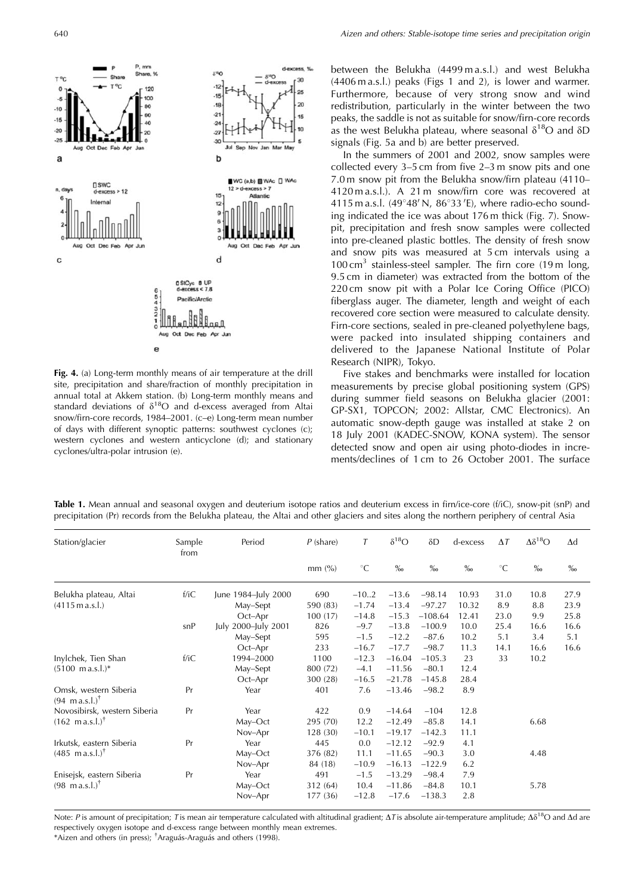**Fig. 4.** (a) Long-term monthly means of air temperature at the drill site, precipitation and share/fraction of monthly precipitation in annual total at Akkem station. (b) Long-term monthly means and standard deviations of $\delta^{18}O$ and d-excess averaged from Altai snow/firn-core records, 1984–2001. (c–e) Long-term mean number of days with different synoptic patterns: southwest cyclones (c); western cyclones and western anticyclone (d); and stationary cyclones/ultra-polar intrusion (e).

between the Belukha (4499 m a.s.l.) and west Belukha (4406 m a.s.l.) peaks (Figs 1 and 2), is lower and warmer. Furthermore, because of very strong snow and wind redistribution, particularly in the winter between the two peaks, the saddle is not as suitable for snow/firn-core records as the west Belukha plateau, where seasonal $\delta^{18}O$ and $\delta D$ signals (Fig. 5a and b) are better preserved.

In the summers of 2001 and 2002, snow samples were collected every 3–5 cm from five 2–3 m snow pits and one 7.0 m snow pit from the Belukha snow/firn plateau (4110–4120 m a.s.l.). A 21 m snow/firn core was recovered at 4115 m a.s.l. (49°48′ N, 86°33′E), where radio-echo sounding indicated the ice was about 176 m thick (Fig. 7). Snow-pit, precipitation and fresh snow samples were collected into pre-cleaned plastic bottles. The density of fresh snow and snow pits was measured at 5 cm intervals using a 100 $cm^3$ stainless-steel sampler. The firn core (19 m long, 9.5 cm in diameter) was extracted from the bottom of the 220 cm snow pit with a Polar Ice Coring Office (PICO) fiberglass auger. The diameter, length and weight of each recovered core section were measured to calculate density. Firn-core sections, sealed in pre-cleaned polyethylene bags, were packed into insulated shipping containers and delivered to the Japanese National Institute of Polar Research (NIPR), Tokyo.

Five stakes and benchmarks were installed for location measurements by precise global positioning system (GPS) during summer field seasons on Belukha glacier (2001: GP-SX1, TOPCON; 2002: Allstar, CMC Electronics). An automatic snow-depth gauge was installed at stake 2 on 18 July 2001 (KADEC-SNOW, KONA system). The sensor detected snow and open air using photo-diodes in increments/declines of 1 cm to 26 October 2001. The surface

**Table 1.** Mean annual and seasonal oxygen and deuterium isotope ratios and deuterium excess in firn/ice-core (f/iC), snow-pit (snP) and precipitation (Pr) records from the Belukha plateau, the Altai and other glaciers and sites along the northern periphery of central Asia

| Station/glacier | Sample from | Period | $P$ (share) | $T$ | $\delta^{18}O$ | $\delta D$ | d-excess | $\Delta T$ | $\Delta\delta^{18}O$ | $\Delta d$ |
|---|---|---|---|---|---|---|---|---|---|---|
| | | | mm (%) | °C | ‰ | ‰ | ‰ | °C | ‰ | ‰ |
| Belukha plateau, Altai | f/iC | June 1984–July 2000 | 690 | –10..2 | –13.6 | –98.14 | 10.93 | 31.0 | 10.8 | 27.9 |
| (4115 m a.s.l.) | | May–Sept | 590 (83) | –1.74 | –13.4 | –97.27 | 10.32 | 8.9 | 8.8 | 23.9 |
| | | Oct–Apr | 100 (17) | –14.8 | –15.3 | –108.64 | 12.41 | 23.0 | 9.9 | 25.8 |
| | snP | July 2000–July 2001 | 826 | –9.7 | –13.8 | –100.9 | 10.0 | 25.4 | 16.6 | 16.6 |
| | | May–Sept | 595 | –1.5 | –12.2 | –87.6 | 10.2 | 5.1 | 3.4 | 5.1 |
| | | Oct–Apr | 233 | –16.7 | –17.7 | –98.7 | 11.3 | 14.1 | 16.6 | 16.6 |
| Inylchek, Tien Shan | f/iC | 1994–2000 | 1100 | –12.3 | –16.04 | –105.3 | 23 | 33 | 10.2 | |
| (5100 m a.s.l.)* | | May–Sept | 800 (72) | –4.1 | –11.56 | –80.1 | 12.4 | | | |
| | | Oct–Apr | 300 (28) | –16.5 | –21.78 | –145.8 | 28.4 | | | |
| Omsk, western Siberia (94 m a.s.l.)[†] | Pr | Year | 401 | 7.6 | –13.46 | –98.2 | 8.9 | | | |
| Novosibirsk, western Siberia | Pr | Year | 422 | 0.9 | –14.64 | –104 | 12.8 | | | |
| (162 m a.s.l.)[†] | | May–Oct | 295 (70) | 12.2 | –12.49 | –85.8 | 14.1 | | 6.68 | |
| | | Nov–Apr | 128 (30) | –10.1 | –19.17 | –142.3 | 11.1 | | | |
| Irkutsk, eastern Siberia | Pr | Year | 445 | 0.0 | –12.12 | –92.9 | 4.1 | | | |
| (485 m a.s.l.)[†] | | May–Oct | 376 (82) | 11.1 | –11.65 | –90.3 | 3.0 | | 4.48 | |
| | | Nov–Apr | 84 (18) | –10.9 | –16.13 | –122.9 | 6.2 | | | |
| Enisejsk, eastern Siberia | Pr | Year | 491 | –1.5 | –13.29 | –98.4 | 7.9 | | | |
| (98 m a.s.l.)[†] | | May–Oct | 312 (64) | 10.4 | –11.86 | –84.8 | 10.1 | | 5.78 | |
| | | Nov–Apr | 177 (36) | –12.8 | –17.6 | –138.3 | 2.8 | | | |

Note: $P$ is amount of precipitation; $T$ is mean air temperature calculated with altitudinal gradient; $\Delta T$ is absolute air-temperature amplitude; $\Delta\delta^{18}O$ and $\Delta d$ are respectively oxygen isotope and d-excess range between monthly mean extremes.
*Aizen and others (in press); [†]Araguás-Araguás and others (1998).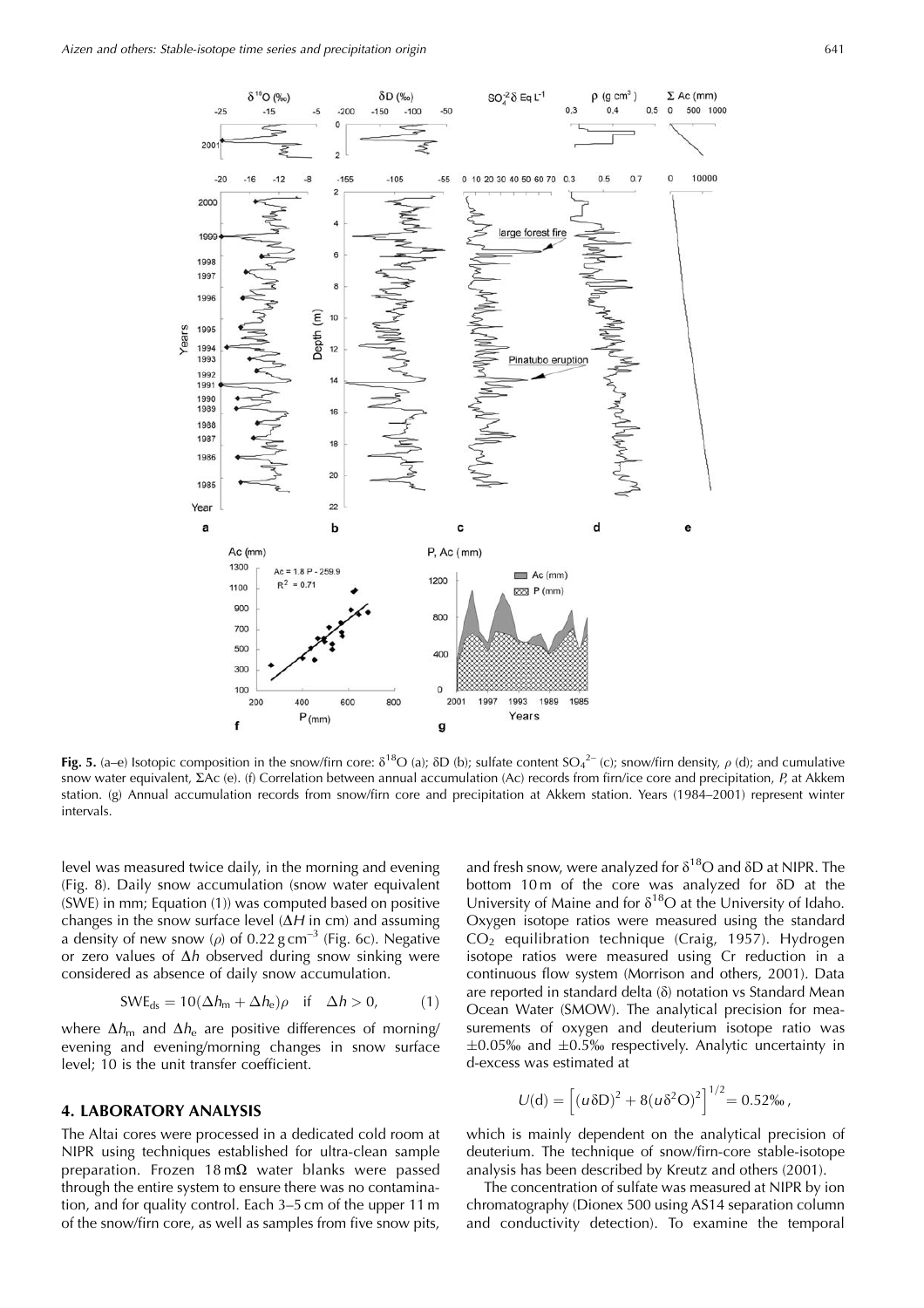**Fig. 5.** (a–e) Isotopic composition in the snow/firn core: $\delta^{18}O$ (a); δD (b); sulfate content $SO_4^{2-}$ (c); snow/firn density, $\rho$ (d); and cumulative snow water equivalent, ΣAc (e). (f) Correlation between annual accumulation (Ac) records from firn/ice core and precipitation, *P*, at Akkem station. (g) Annual accumulation records from snow/firn core and precipitation at Akkem station. Years (1984–2001) represent winter intervals.

level was measured twice daily, in the morning and evening (Fig. 8). Daily snow accumulation (snow water equivalent (SWE) in mm; Equation (1)) was computed based on positive changes in the snow surface level ($\Delta H$ in cm) and assuming a density of new snow ($\rho$) of 0.22 g cm$^{-3}$ (Fig. 6c). Negative or zero values of $\Delta h$ observed during snow sinking were considered as absence of daily snow accumulation.

$$SWE_{ds} = 10(\Delta h_m + \Delta h_e)\rho \quad \text{if} \quad \Delta h > 0, \qquad (1)$$

where $\Delta h_m$ and $\Delta h_e$ are positive differences of morning/evening and evening/morning changes in snow surface level; 10 is the unit transfer coefficient.

## 4. LABORATORY ANALYSIS

The Altai cores were processed in a dedicated cold room at NIPR using techniques established for ultra-clean sample preparation. Frozen 18 mΩ water blanks were passed through the entire system to ensure there was no contamination, and for quality control. Each 3–5 cm of the upper 11 m of the snow/firn core, as well as samples from five snow pits, and fresh snow, were analyzed for $\delta^{18}O$ and δD at NIPR. The bottom 10 m of the core was analyzed for δD at the University of Maine and for $\delta^{18}O$ at the University of Idaho. Oxygen isotope ratios were measured using the standard $CO_2$ equilibration technique (Craig, 1957). Hydrogen isotope ratios were measured using Cr reduction in a continuous flow system (Morrison and others, 2001). Data are reported in standard delta (δ) notation vs Standard Mean Ocean Water (SMOW). The analytical precision for measurements of oxygen and deuterium isotope ratio was ±0.05‰ and ±0.5‰ respectively. Analytic uncertainty in d-excess was estimated at

$$U(\mathrm{d}) = \left[(u\delta\mathrm{D})^2 + 8(u\delta^2\mathrm{O})^2\right]^{1/2} = 0.52‰,$$

which is mainly dependent on the analytical precision of deuterium. The technique of snow/firn-core stable-isotope analysis has been described by Kreutz and others (2001).

The concentration of sulfate was measured at NIPR by ion chromatography (Dionex 500 using AS14 separation column and conductivity detection). To examine the temporal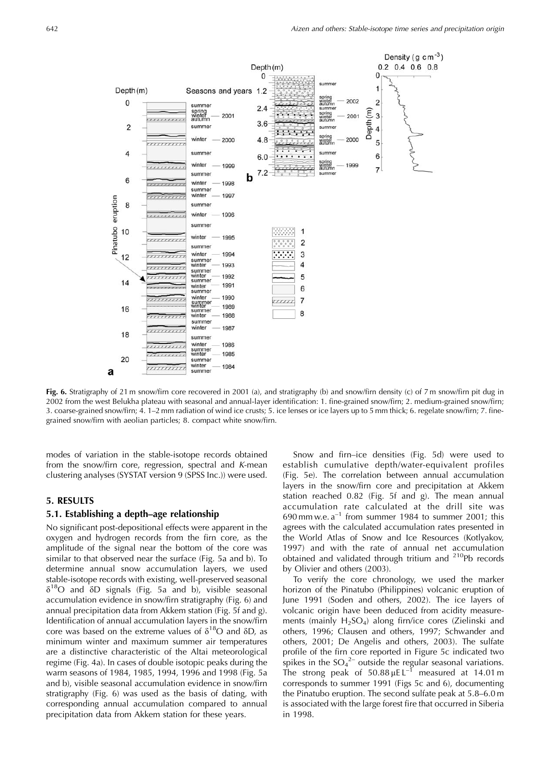**Fig. 6.** Stratigraphy of 21 m snow/firn core recovered in 2001 (a), and stratigraphy (b) and snow/firn density (c) of 7 m snow/firn pit dug in 2002 from the west Belukha plateau with seasonal and annual-layer identification: 1. fine-grained snow/firn; 2. medium-grained snow/firn; 3. coarse-grained snow/firn; 4. 1–2 mm radiation of wind ice crusts; 5. ice lenses or ice layers up to 5 mm thick; 6. regelate snow/firn; 7. fine-grained snow/firn with aeolian particles; 8. compact white snow/firn.

modes of variation in the stable-isotope records obtained from the snow/firn core, regression, spectral and *K*-mean clustering analyses (SYSTAT version 9 (SPSS Inc.)) were used.

## 5. RESULTS

### 5.1. Establishing a depth–age relationship

No significant post-depositional effects were apparent in the oxygen and hydrogen records from the firn core, as the amplitude of the signal near the bottom of the core was similar to that observed near the surface (Fig. 5a and b). To determine annual snow accumulation layers, we used stable-isotope records with existing, well-preserved seasonal $\delta^{18}O$ and $\delta D$ signals (Fig. 5a and b), visible seasonal accumulation evidence in snow/firn stratigraphy (Fig. 6) and annual precipitation data from Akkem station (Fig. 5f and g). Identification of annual accumulation layers in the snow/firn core was based on the extreme values of $\delta^{18}O$ and $\delta D$, as minimum winter and maximum summer air temperatures are a distinctive characteristic of the Altai meteorological regime (Fig. 4a). In cases of double isotopic peaks during the warm seasons of 1984, 1985, 1994, 1996 and 1998 (Fig. 5a and b), visible seasonal accumulation evidence in snow/firn stratigraphy (Fig. 6) was used as the basis of dating, with corresponding annual accumulation compared to annual precipitation data from Akkem station for these years.

Snow and firn–ice densities (Fig. 5d) were used to establish cumulative depth/water-equivalent profiles (Fig. 5e). The correlation between annual accumulation layers in the snow/firn core and precipitation at Akkem station reached 0.82 (Fig. 5f and g). The mean annual accumulation rate calculated at the drill site was 690 mm w.e. $a^{-1}$ from summer 1984 to summer 2001; this agrees with the calculated accumulation rates presented in the World Atlas of Snow and Ice Resources (Kotlyakov, 1997) and with the rate of annual net accumulation obtained and validated through tritium and $^{210}Pb$ records by Olivier and others (2003).

To verify the core chronology, we used the marker horizon of the Pinatubo (Philippines) volcanic eruption of June 1991 (Soden and others, 2002). The ice layers of volcanic origin have been deduced from acidity measurements (mainly $H_2SO_4$) along firn/ice cores (Zielinski and others, 1996; Clausen and others, 1997; Schwander and others, 2001; De Angelis and others, 2003). The sulfate profile of the firn core reported in Figure 5c indicated two spikes in the $SO_4^{2-}$ outside the regular seasonal variations. The strong peak of 50.88 $\mu$E $L^{-1}$ measured at 14.01 m corresponds to summer 1991 (Figs 5c and 6), documenting the Pinatubo eruption. The second sulfate peak at 5.8–6.0 m is associated with the large forest fire that occurred in Siberia in 1998.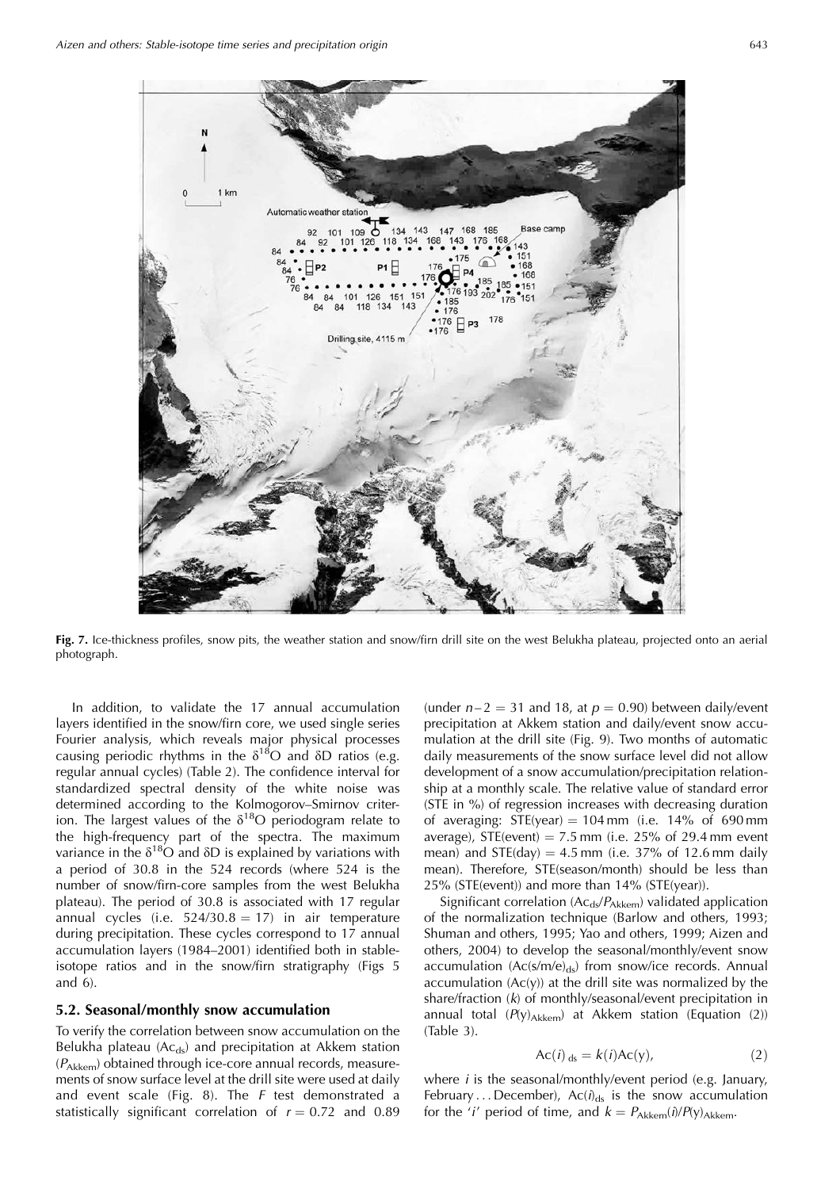**Fig. 7.** Ice-thickness profiles, snow pits, the weather station and snow/firn drill site on the west Belukha plateau, projected onto an aerial photograph.

In addition, to validate the 17 annual accumulation layers identified in the snow/firn core, we used single series Fourier analysis, which reveals major physical processes causing periodic rhythms in the $\delta^{18}O$ and $\delta D$ ratios (e.g. regular annual cycles) (Table 2). The confidence interval for standardized spectral density of the white noise was determined according to the Kolmogorov–Smirnov criterion. The largest values of the $\delta^{18}O$ periodogram relate to the high-frequency part of the spectra. The maximum variance in the $\delta^{18}O$ and $\delta D$ is explained by variations with a period of 30.8 in the 524 records (where 524 is the number of snow/firn-core samples from the west Belukha plateau). The period of 30.8 is associated with 17 regular annual cycles (i.e. $524/30.8 = 17$) in air temperature during precipitation. These cycles correspond to 17 annual accumulation layers (1984–2001) identified both in stable-isotope ratios and in the snow/firn stratigraphy (Figs 5 and 6).

## 5.2. Seasonal/monthly snow accumulation

To verify the correlation between snow accumulation on the Belukha plateau ($Ac_{ds}$) and precipitation at Akkem station ($P_{Akkem}$) obtained through ice-core annual records, measurements of snow surface level at the drill site were used at daily and event scale (Fig. 8). The $F$ test demonstrated a statistically significant correlation of $r = 0.72$ and 0.89 (under $n-2 = 31$ and 18, at $p = 0.90$) between daily/event precipitation at Akkem station and daily/event snow accumulation at the drill site (Fig. 9). Two months of automatic daily measurements of the snow surface level did not allow development of a snow accumulation/precipitation relationship at a monthly scale. The relative value of standard error (STE in %) of regression increases with decreasing duration of averaging: STE(year) = 104 mm (i.e. 14% of 690 mm average), STE(event) = 7.5 mm (i.e. 25% of 29.4 mm event mean) and STE(day) = 4.5 mm (i.e. 37% of 12.6 mm daily mean). Therefore, STE(season/month) should be less than 25% (STE(event)) and more than 14% (STE(year)).

Significant correlation ($Ac_{ds}/P_{Akkem}$) validated application of the normalization technique (Barlow and others, 1993; Shuman and others, 1995; Yao and others, 1999; Aizen and others, 2004) to develop the seasonal/monthly/event snow accumulation ($Ac(s/m/e)_{ds}$) from snow/ice records. Annual accumulation ($Ac(y)$) at the drill site was normalized by the share/fraction ($k$) of monthly/seasonal/event precipitation in annual total ($P(y)_{Akkem}$) at Akkem station (Equation (2)) (Table 3).

$$Ac(i)_{ds} = k(i)Ac(y), \tag{2}$$

where $i$ is the seasonal/monthly/event period (e.g. January, February ... December), $Ac(i)_{ds}$ is the snow accumulation for the '$i$' period of time, and $k = P_{Akkem}(i)/P(y)_{Akkem}$.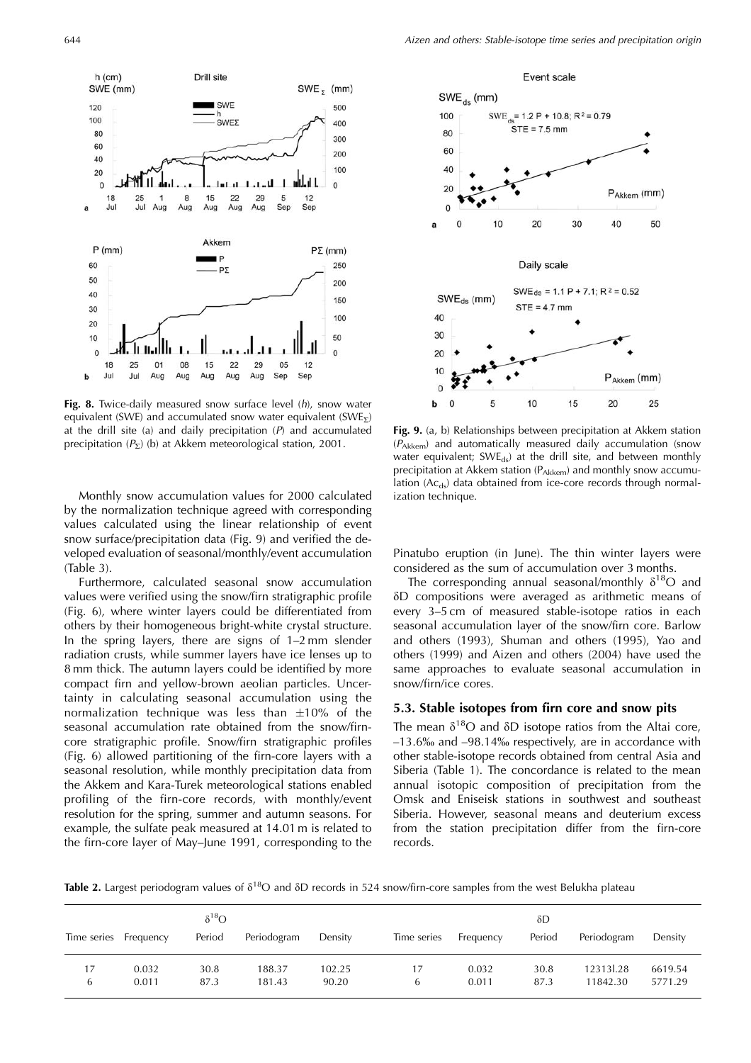Fig. 8. Twice-daily measured snow surface level ($h$), snow water equivalent (SWE) and accumulated snow water equivalent ($SWE_{\Sigma}$) at the drill site (a) and daily precipitation ($P$) and accumulated precipitation ($P_{\Sigma}$) (b) at Akkem meteorological station, 2001.

Fig. 9. (a, b) Relationships between precipitation at Akkem station ($P_{Akkem}$) and automatically measured daily accumulation (snow water equivalent; $SWE_{ds}$) at the drill site, and between monthly precipitation at Akkem station ($P_{Akkem}$) and monthly snow accumulation ($Ac_{ds}$) data obtained from ice-core records through normalization technique.

Monthly snow accumulation values for 2000 calculated by the normalization technique agreed with corresponding values calculated using the linear relationship of event snow surface/precipitation data (Fig. 9) and verified the developed evaluation of seasonal/monthly/event accumulation (Table 3).

Furthermore, calculated seasonal snow accumulation values were verified using the snow/firn stratigraphic profile (Fig. 6), where winter layers could be differentiated from others by their homogeneous bright-white crystal structure. In the spring layers, there are signs of 1–2 mm slender radiation crusts, while summer layers have ice lenses up to 8 mm thick. The autumn layers could be identified by more compact firn and yellow-brown aeolian particles. Uncertainty in calculating seasonal accumulation using the normalization technique was less than ±10% of the seasonal accumulation rate obtained from the snow/firn-core stratigraphic profile. Snow/firn stratigraphic profiles (Fig. 6) allowed partitioning of the firn-core layers with a seasonal resolution, while monthly precipitation data from the Akkem and Kara-Turek meteorological stations enabled profiling of the firn-core records, with monthly/event resolution for the spring, summer and autumn seasons. For example, the sulfate peak measured at 14.01 m is related to the firn-core layer of May–June 1991, corresponding to the Pinatubo eruption (in June). The thin winter layers were considered as the sum of accumulation over 3 months.

The corresponding annual seasonal/monthly $\delta^{18}O$ and $\delta D$ compositions were averaged as arithmetic means of every 3–5 cm of measured stable-isotope ratios in each seasonal accumulation layer of the snow/firn core. Barlow and others (1993), Shuman and others (1995), Yao and others (1999) and Aizen and others (2004) have used the same approaches to evaluate seasonal accumulation in snow/firn/ice cores.

### 5.3. Stable isotopes from firn core and snow pits

The mean $\delta^{18}O$ and $\delta D$ isotope ratios from the Altai core, –13.6‰ and –98.14‰ respectively, are in accordance with other stable-isotope records obtained from central Asia and Siberia (Table 1). The concordance is related to the mean annual isotopic composition of precipitation from the Omsk and Eniseisk stations in southwest and southeast Siberia. However, seasonal means and deuterium excess from the station precipitation differ from the firn-core records.

Table 2. Largest periodogram values of $\delta^{18}O$ and $\delta D$ records in 524 snow/firn-core samples from the west Belukha plateau

| | | $\delta^{18}O$ | | | | | $\delta D$ | | |
|---|---|---|---|---|---|---|---|---|---|
| Time series | Frequency | Period | Periodogram | Density | Time series | Frequency | Period | Periodogram | Density |
| 17 | 0.032 | 30.8 | 188.37 | 102.25 | 17 | 0.032 | 30.8 | 12313l.28 | 6619.54 |
| 6 | 0.011 | 87.3 | 181.43 | 90.20 | 6 | 0.011 | 87.3 | 11842.30 | 5771.29 |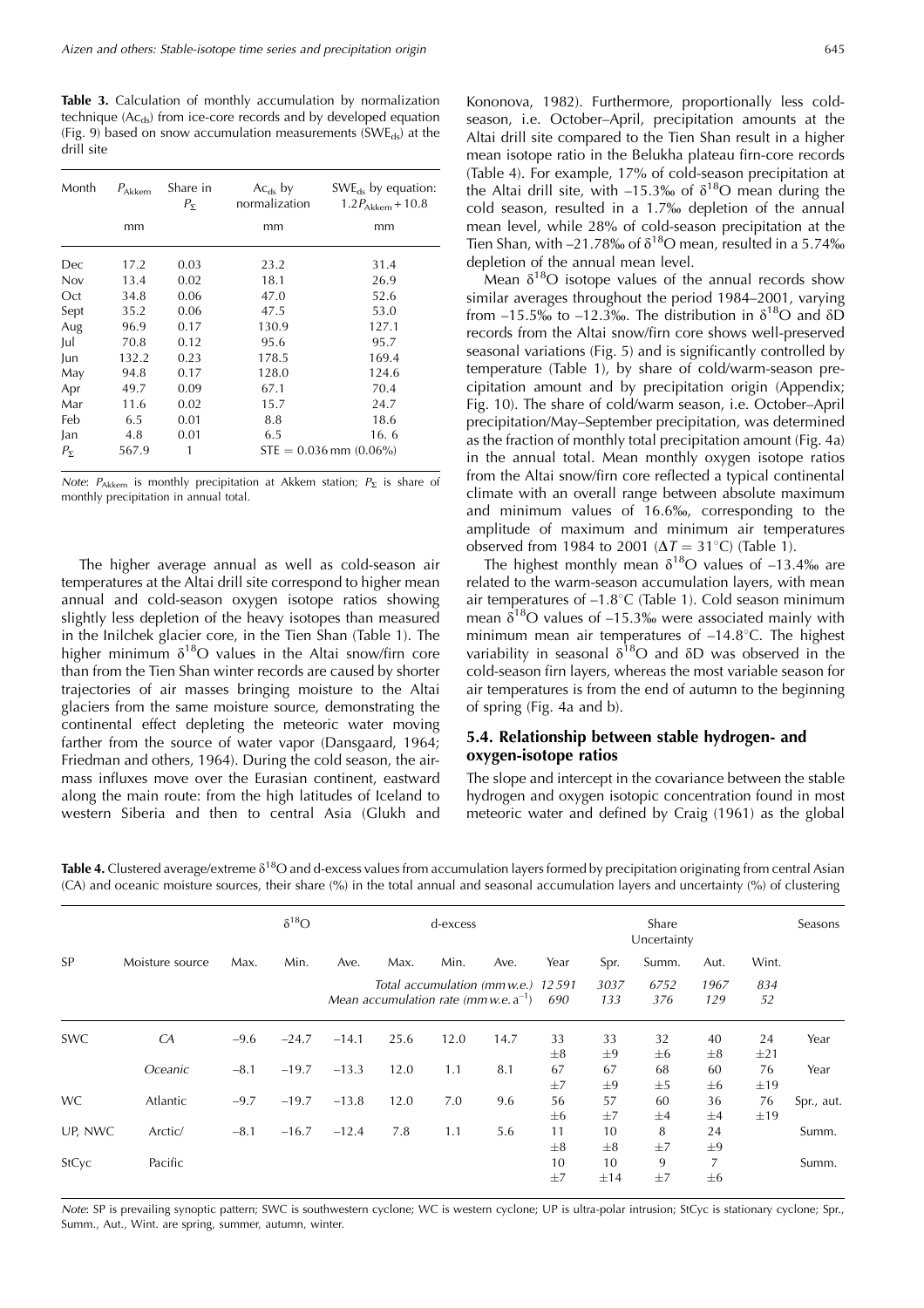**Table 3.** Calculation of monthly accumulation by normalization technique ($Ac_{ds}$) from ice-core records and by developed equation (Fig. 9) based on snow accumulation measurements ($SWE_{ds}$) at the drill site

| Month | $P_{Akkem}$ | Share in $P_{\Sigma}$ | $Ac_{ds}$ by normalization | $SWE_{ds}$ by equation: $1.2P_{Akkem} + 10.8$ |
|---|---|---|---|---|
| | mm | | mm | mm |
| Dec | 17.2 | 0.03 | 23.2 | 31.4 |
| Nov | 13.4 | 0.02 | 18.1 | 26.9 |
| Oct | 34.8 | 0.06 | 47.0 | 52.6 |
| Sept | 35.2 | 0.06 | 47.5 | 53.0 |
| Aug | 96.9 | 0.17 | 130.9 | 127.1 |
| Jul | 70.8 | 0.12 | 95.6 | 95.7 |
| Jun | 132.2 | 0.23 | 178.5 | 169.4 |
| May | 94.8 | 0.17 | 128.0 | 124.6 |
| Apr | 49.7 | 0.09 | 67.1 | 70.4 |
| Mar | 11.6 | 0.02 | 15.7 | 24.7 |
| Feb | 6.5 | 0.01 | 8.8 | 18.6 |
| Jan | 4.8 | 0.01 | 6.5 | 16. 6 |
| $P_{\Sigma}$ | 567.9 | 1 | STE = 0.036 mm (0.06%) | |

*Note*: $P_{Akkem}$ is monthly precipitation at Akkem station; $P_{\Sigma}$ is share of monthly precipitation in annual total.

The higher average annual as well as cold-season air temperatures at the Altai drill site correspond to higher mean annual and cold-season oxygen isotope ratios showing slightly less depletion of the heavy isotopes than measured in the Inilchek glacier core, in the Tien Shan (Table 1). The higher minimum $\delta^{18}$O values in the Altai snow/firn core than from the Tien Shan winter records are caused by shorter trajectories of air masses bringing moisture to the Altai glaciers from the same moisture source, demonstrating the continental effect depleting the meteoric water moving farther from the source of water vapor (Dansgaard, 1964; Friedman and others, 1964). During the cold season, the air-mass influxes move over the Eurasian continent, eastward along the main route: from the high latitudes of Iceland to western Siberia and then to central Asia (Glukh and Kononova, 1982). Furthermore, proportionally less cold-season, i.e. October–April, precipitation amounts at the Altai drill site compared to the Tien Shan result in a higher mean isotope ratio in the Belukha plateau firn-core records (Table 4). For example, 17% of cold-season precipitation at the Altai drill site, with –15.3‰ of $\delta^{18}$O mean during the cold season, resulted in a 1.7‰ depletion of the annual mean level, while 28% of cold-season precipitation at the Tien Shan, with –21.78‰ of $\delta^{18}$O mean, resulted in a 5.74‰ depletion of the annual mean level.

Mean $\delta^{18}$O isotope values of the annual records show similar averages throughout the period 1984–2001, varying from –15.5‰ to –12.3‰. The distribution in $\delta^{18}$O and $\delta$D records from the Altai snow/firn core shows well-preserved seasonal variations (Fig. 5) and is significantly controlled by temperature (Table 1), by share of cold/warm-season precipitation amount and by precipitation origin (Appendix; Fig. 10). The share of cold/warm season, i.e. October–April precipitation/May–September precipitation, was determined as the fraction of monthly total precipitation amount (Fig. 4a) in the annual total. Mean monthly oxygen isotope ratios from the Altai snow/firn core reflected a typical continental climate with an overall range between absolute maximum and minimum values of 16.6‰, corresponding to the amplitude of maximum and minimum air temperatures observed from 1984 to 2001 ($\Delta T = 31^{\circ}$C) (Table 1).

The highest monthly mean $\delta^{18}$O values of –13.4‰ are related to the warm-season accumulation layers, with mean air temperatures of –1.8°C (Table 1). Cold season minimum mean $\delta^{18}$O values of –15.3‰ were associated mainly with minimum mean air temperatures of –14.8°C. The highest variability in seasonal $\delta^{18}$O and $\delta$D was observed in the cold-season firn layers, whereas the most variable season for air temperatures is from the end of autumn to the beginning of spring (Fig. 4a and b).

### 5.4. Relationship between stable hydrogen- and oxygen-isotope ratios

The slope and intercept in the covariance between the stable hydrogen and oxygen isotopic concentration found in most meteoric water and defined by Craig (1961) as the global

**Table 4.** Clustered average/extreme $\delta^{18}$O and d-excess values from accumulation layers formed by precipitation originating from central Asian (CA) and oceanic moisture sources, their share (%) in the total annual and seasonal accumulation layers and uncertainty (%) of clustering

| SP | Moisture source | $\delta^{18}$O | | | d-excess | | | Share Uncertainty | | | | | Seasons |
|---|---|---|---|---|---|---|---|---|---|---|---|---|---|
| | | Max. | Min. | Ave. | Max. | Min. | Ave. | Year | Spr. | Summ. | Aut. | Wint. | |
| | | | | | *Total accumulation (mm w.e.)* | | | *12 591* | *3037* | *6752* | *1967* | *834* | |
| | | | | | *Mean accumulation rate (mm w.e. $a^{-1}$)* | | | *690* | *133* | *376* | *129* | *52* | |
| SWC | *CA* | −9.6 | −24.7 | −14.1 | 25.6 | 12.0 | 14.7 | 33 ±8 | 33 ±9 | 32 ±6 | 40 ±8 | 24 ±21 | Year |
| | *Oceanic* | −8.1 | −19.7 | −13.3 | 12.0 | 1.1 | 8.1 | 67 ±7 | 67 ±9 | 68 ±5 | 60 ±6 | 76 ±19 | Year |
| WC | Atlantic | −9.7 | −19.7 | −13.8 | 12.0 | 7.0 | 9.6 | 56 ±6 | 57 ±7 | 60 ±4 | 36 ±4 | 76 ±19 | Spr., aut. |
| UP, NWC | Arctic/ | −8.1 | −16.7 | −12.4 | 7.8 | 1.1 | 5.6 | 11 ±8 | 10 ±8 | 8 ±7 | 24 ±9 | | Summ. |
| StCyc | Pacific | | | | | | | 10 ±7 | 10 ±14 | 9 ±7 | 7 ±6 | | Summ. |

*Note*: SP is prevailing synoptic pattern; SWC is southwestern cyclone; WC is western cyclone; UP is ultra-polar intrusion; StCyc is stationary cyclone; Spr., Summ., Aut., Wint. are spring, summer, autumn, winter.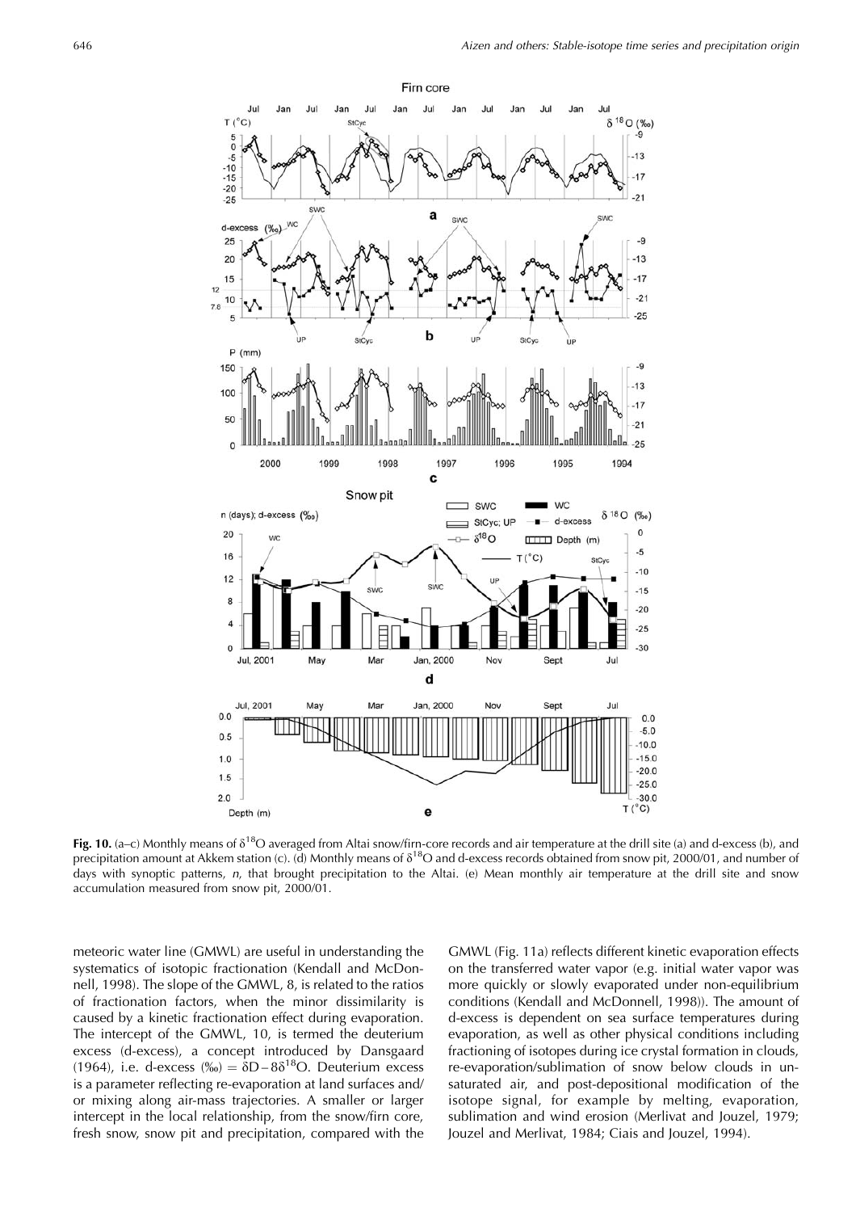**Fig. 10.** (a–c) Monthly means of $\delta^{18}$O averaged from Altai snow/firn-core records and air temperature at the drill site (a) and d-excess (b), and precipitation amount at Akkem station (c). (d) Monthly means of $\delta^{18}$O and d-excess records obtained from snow pit, 2000/01, and number of days with synoptic patterns, *n*, that brought precipitation to the Altai. (e) Mean monthly air temperature at the drill site and snow accumulation measured from snow pit, 2000/01.

meteoric water line (GMWL) are useful in understanding the systematics of isotopic fractionation (Kendall and McDonnell, 1998). The slope of the GMWL, 8, is related to the ratios of fractionation factors, when the minor dissimilarity is caused by a kinetic fractionation effect during evaporation. The intercept of the GMWL, 10, is termed the deuterium excess (d-excess), a concept introduced by Dansgaard (1964), i.e. d-excess (‰) = $\delta$D – 8$\delta^{18}$O. Deuterium excess is a parameter reflecting re-evaporation at land surfaces and/or mixing along air-mass trajectories. A smaller or larger intercept in the local relationship, from the snow/firn core, fresh snow, snow pit and precipitation, compared with the GMWL (Fig. 11a) reflects different kinetic evaporation effects on the transferred water vapor (e.g. initial water vapor was more quickly or slowly evaporated under non-equilibrium conditions (Kendall and McDonnell, 1998)). The amount of d-excess is dependent on sea surface temperatures during evaporation, as well as other physical conditions including fractioning of isotopes during ice crystal formation in clouds, re-evaporation/sublimation of snow below clouds in unsaturated air, and post-depositional modification of the isotope signal, for example by melting, evaporation, sublimation and wind erosion (Merlivat and Jouzel, 1979; Jouzel and Merlivat, 1984; Ciais and Jouzel, 1994).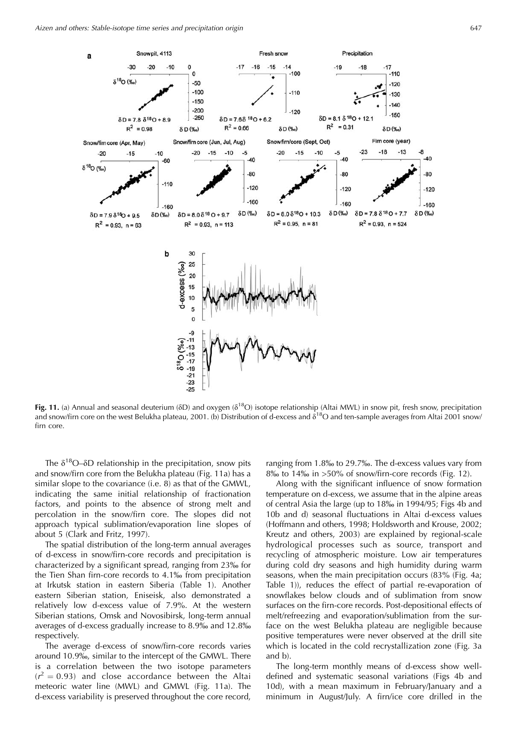**Fig. 11.** (a) Annual and seasonal deuterium (δD) and oxygen ($\delta^{18}O$) isotope relationship (Altai MWL) in snow pit, fresh snow, precipitation and snow/firn core on the west Belukha plateau, 2001. (b) Distribution of d-excess and $\delta^{18}O$ and ten-sample averages from Altai 2001 snow/firn core.

The $\delta^{18}O$–δD relationship in the precipitation, snow pits and snow/firn core from the Belukha plateau (Fig. 11a) has a similar slope to the covariance (i.e. 8) as that of the GMWL, indicating the same initial relationship of fractionation factors, and points to the absence of strong melt and percolation in the snow/firn core. The slopes did not approach typical sublimation/evaporation line slopes of about 5 (Clark and Fritz, 1997).

The spatial distribution of the long-term annual averages of d-excess in snow/firn-core records and precipitation is characterized by a significant spread, ranging from 23‰ for the Tien Shan firn-core records to 4.1‰ from precipitation at Irkutsk station in eastern Siberia (Table 1). Another eastern Siberian station, Eniseisk, also demonstrated a relatively low d-excess value of 7.9%. At the western Siberian stations, Omsk and Novosibirsk, long-term annual averages of d-excess gradually increase to 8.9‰ and 12.8‰ respectively.

The average d-excess of snow/firn-core records varies around 10.9‰, similar to the intercept of the GMWL. There is a correlation between the two isotope parameters ($r^2 = 0.93$) and close accordance between the Altai meteoric water line (MWL) and GMWL (Fig. 11a). The d-excess variability is preserved throughout the core record, ranging from 1.8‰ to 29.7‰. The d-excess values vary from 8‰ to 14‰ in >50% of snow/firn-core records (Fig. 12).

Along with the significant influence of snow formation temperature on d-excess, we assume that in the alpine areas of central Asia the large (up to 18‰ in 1994/95; Figs 4b and 10b and d) seasonal fluctuations in Altai d-excess values (Hoffmann and others, 1998; Holdsworth and Krouse, 2002; Kreutz and others, 2003) are explained by regional-scale hydrological processes such as source, transport and recycling of atmospheric moisture. Low air temperatures during cold dry seasons and high humidity during warm seasons, when the main precipitation occurs (83% (Fig. 4a; Table 1)), reduces the effect of partial re-evaporation of snowflakes below clouds and of sublimation from snow surfaces on the firn-core records. Post-depositional effects of melt/refreezing and evaporation/sublimation from the surface on the west Belukha plateau are negligible because positive temperatures were never observed at the drill site which is located in the cold recrystallization zone (Fig. 3a and b).

The long-term monthly means of d-excess show well-defined and systematic seasonal variations (Figs 4b and 10d), with a mean maximum in February/January and a minimum in August/July. A firn/ice core drilled in the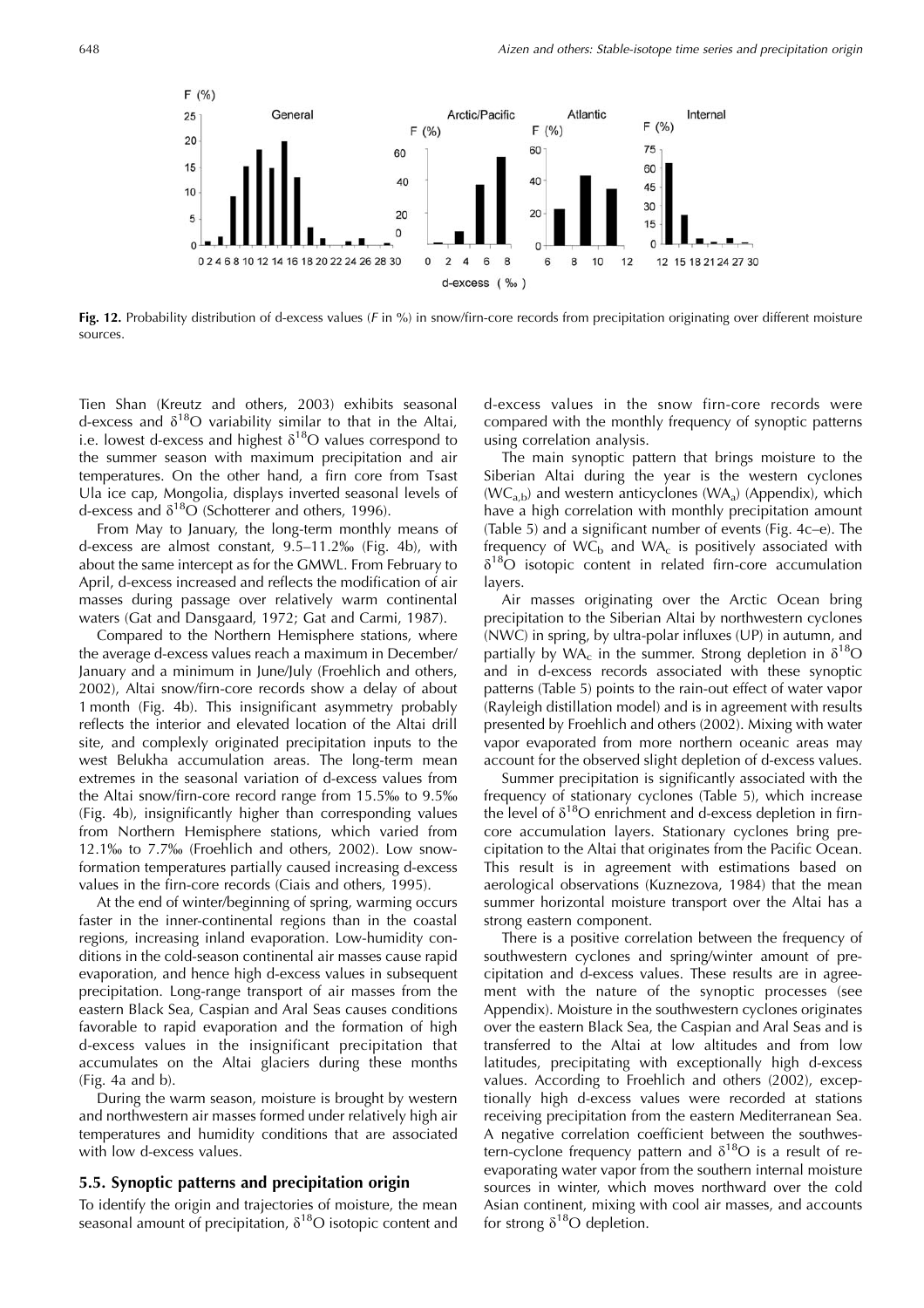**Fig. 12.** Probability distribution of d-excess values (*F* in %) in snow/firn-core records from precipitation originating over different moisture sources.

Tien Shan (Kreutz and others, 2003) exhibits seasonal d-excess and $\delta^{18}O$ variability similar to that in the Altai, i.e. lowest d-excess and highest $\delta^{18}O$ values correspond to the summer season with maximum precipitation and air temperatures. On the other hand, a firn core from Tsast Ula ice cap, Mongolia, displays inverted seasonal levels of d-excess and $\delta^{18}O$ (Schotterer and others, 1996).

From May to January, the long-term monthly means of d-excess are almost constant, 9.5–11.2‰ (Fig. 4b), with about the same intercept as for the GMWL. From February to April, d-excess increased and reflects the modification of air masses during passage over relatively warm continental waters (Gat and Dansgaard, 1972; Gat and Carmi, 1987).

Compared to the Northern Hemisphere stations, where the average d-excess values reach a maximum in December/January and a minimum in June/July (Froehlich and others, 2002), Altai snow/firn-core records show a delay of about 1 month (Fig. 4b). This insignificant asymmetry probably reflects the interior and elevated location of the Altai drill site, and complexly originated precipitation inputs to the west Belukha accumulation areas. The long-term mean extremes in the seasonal variation of d-excess values from the Altai snow/firn-core record range from 15.5‰ to 9.5‰ (Fig. 4b), insignificantly higher than corresponding values from Northern Hemisphere stations, which varied from 12.1‰ to 7.7‰ (Froehlich and others, 2002). Low snow-formation temperatures partially caused increasing d-excess values in the firn-core records (Ciais and others, 1995).

At the end of winter/beginning of spring, warming occurs faster in the inner-continental regions than in the coastal regions, increasing inland evaporation. Low-humidity conditions in the cold-season continental air masses cause rapid evaporation, and hence high d-excess values in subsequent precipitation. Long-range transport of air masses from the eastern Black Sea, Caspian and Aral Seas causes conditions favorable to rapid evaporation and the formation of high d-excess values in the insignificant precipitation that accumulates on the Altai glaciers during these months (Fig. 4a and b).

During the warm season, moisture is brought by western and northwestern air masses formed under relatively high air temperatures and humidity conditions that are associated with low d-excess values.

### 5.5. Synoptic patterns and precipitation origin

To identify the origin and trajectories of moisture, the mean seasonal amount of precipitation, $\delta^{18}O$ isotopic content and d-excess values in the snow firn-core records were compared with the monthly frequency of synoptic patterns using correlation analysis.

The main synoptic pattern that brings moisture to the Siberian Altai during the year is the western cyclones ($WC_{a,b}$) and western anticyclones ($WA_a$) (Appendix), which have a high correlation with monthly precipitation amount (Table 5) and a significant number of events (Fig. 4c–e). The frequency of $WC_b$ and $WA_c$ is positively associated with $\delta^{18}O$ isotopic content in related firn-core accumulation layers.

Air masses originating over the Arctic Ocean bring precipitation to the Siberian Altai by northwestern cyclones (NWC) in spring, by ultra-polar influxes (UP) in autumn, and partially by $WA_c$ in the summer. Strong depletion in $\delta^{18}O$ and in d-excess records associated with these synoptic patterns (Table 5) points to the rain-out effect of water vapor (Rayleigh distillation model) and is in agreement with results presented by Froehlich and others (2002). Mixing with water vapor evaporated from more northern oceanic areas may account for the observed slight depletion of d-excess values.

Summer precipitation is significantly associated with the frequency of stationary cyclones (Table 5), which increase the level of $\delta^{18}O$ enrichment and d-excess depletion in firn-core accumulation layers. Stationary cyclones bring precipitation to the Altai that originates from the Pacific Ocean. This result is in agreement with estimations based on aerological observations (Kuznezova, 1984) that the mean summer horizontal moisture transport over the Altai has a strong eastern component.

There is a positive correlation between the frequency of southwestern cyclones and spring/winter amount of precipitation and d-excess values. These results are in agreement with the nature of the synoptic processes (see Appendix). Moisture in the southwestern cyclones originates over the eastern Black Sea, the Caspian and Aral Seas and is transferred to the Altai at low altitudes and from low latitudes, precipitating with exceptionally high d-excess values. According to Froehlich and others (2002), exceptionally high d-excess values were recorded at stations receiving precipitation from the eastern Mediterranean Sea. A negative correlation coefficient between the southwestern-cyclone frequency pattern and $\delta^{18}O$ is a result of re-evaporating water vapor from the southern internal moisture sources in winter, which moves northward over the cold Asian continent, mixing with cool air masses, and accounts for strong $\delta^{18}O$ depletion.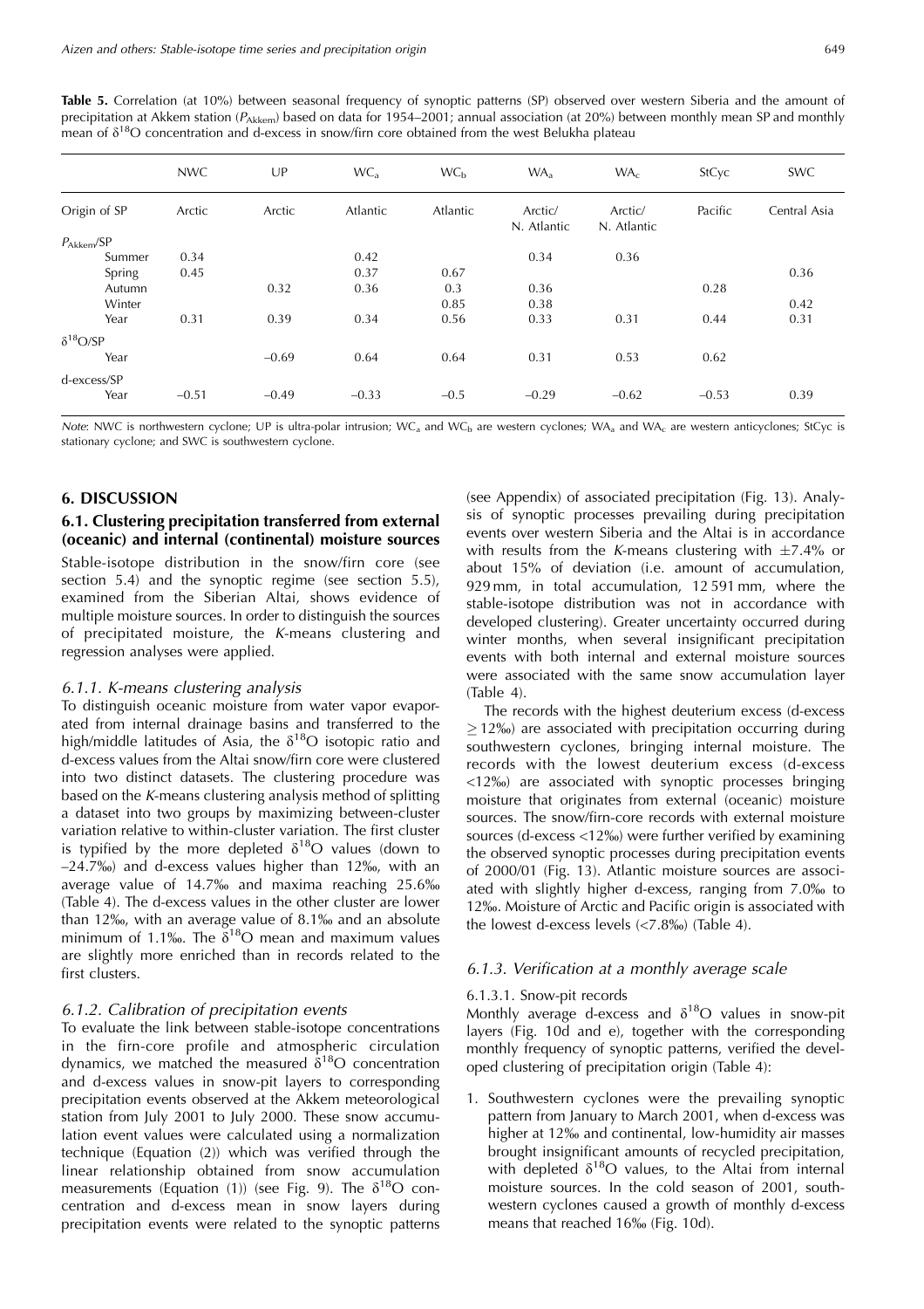**Table 5.** Correlation (at 10%) between seasonal frequency of synoptic patterns (SP) observed over western Siberia and the amount of precipitation at Akkem station ($P_{Akkem}$) based on data for 1954–2001; annual association (at 20%) between monthly mean SP and monthly mean of $\delta^{18}O$ concentration and d-excess in snow/firn core obtained from the west Belukha plateau

| | NWC | UP | $WC_a$ | $WC_b$ | $WA_a$ | $WA_c$ | StCyc | SWC |
|---|---|---|---|---|---|---|---|---|
| Origin of SP | Arctic | Arctic | Atlantic | Atlantic | Arctic/ N. Atlantic | Arctic/ N. Atlantic | Pacific | Central Asia |
| $P_{Akkem}$/SP | | | | | | | | |
| Summer | 0.34 | | 0.42 | | 0.34 | 0.36 | | |
| Spring | 0.45 | | 0.37 | 0.67 | | | | 0.36 |
| Autumn | | 0.32 | 0.36 | 0.3 | 0.36 | | 0.28 | |
| Winter | | | | 0.85 | 0.38 | | | 0.42 |
| Year | 0.31 | 0.39 | 0.34 | 0.56 | 0.33 | 0.31 | 0.44 | 0.31 |
| $\delta^{18}O$/SP | | | | | | | | |
| Year | | −0.69 | 0.64 | 0.64 | 0.31 | 0.53 | 0.62 | |
| d-excess/SP | | | | | | | | |
| Year | −0.51 | −0.49 | −0.33 | −0.5 | −0.29 | −0.62 | −0.53 | 0.39 |

*Note*: NWC is northwestern cyclone; UP is ultra-polar intrusion; $WC_a$ and $WC_b$ are western cyclones; $WA_a$ and $WA_c$ are western anticyclones; StCyc is stationary cyclone; and SWC is southwestern cyclone.

## 6. DISCUSSION

### 6.1. Clustering precipitation transferred from external (oceanic) and internal (continental) moisture sources

Stable-isotope distribution in the snow/firn core (see section 5.4) and the synoptic regime (see section 5.5), examined from the Siberian Altai, shows evidence of multiple moisture sources. In order to distinguish the sources of precipitated moisture, the *K*-means clustering and regression analyses were applied.

#### 6.1.1. K-means clustering analysis

To distinguish oceanic moisture from water vapor evaporated from internal drainage basins and transferred to the high/middle latitudes of Asia, the $\delta^{18}O$ isotopic ratio and d-excess values from the Altai snow/firn core were clustered into two distinct datasets. The clustering procedure was based on the *K*-means clustering analysis method of splitting a dataset into two groups by maximizing between-cluster variation relative to within-cluster variation. The first cluster is typified by the more depleted $\delta^{18}O$ values (down to –24.7‰) and d-excess values higher than 12‰, with an average value of 14.7‰ and maxima reaching 25.6‰ (Table 4). The d-excess values in the other cluster are lower than 12‰, with an average value of 8.1‰ and an absolute minimum of 1.1‰. The $\delta^{18}O$ mean and maximum values are slightly more enriched than in records related to the first clusters.

#### 6.1.2. Calibration of precipitation events

To evaluate the link between stable-isotope concentrations in the firn-core profile and atmospheric circulation dynamics, we matched the measured $\delta^{18}O$ concentration and d-excess values in snow-pit layers to corresponding precipitation events observed at the Akkem meteorological station from July 2001 to July 2000. These snow accumulation event values were calculated using a normalization technique (Equation (2)) which was verified through the linear relationship obtained from snow accumulation measurements (Equation (1)) (see Fig. 9). The $\delta^{18}O$ concentration and d-excess mean in snow layers during precipitation events were related to the synoptic patterns (see Appendix) of associated precipitation (Fig. 13). Analysis of synoptic processes prevailing during precipitation events over western Siberia and the Altai is in accordance with results from the *K*-means clustering with ±7.4% or about 15% of deviation (i.e. amount of accumulation, 929 mm, in total accumulation, 12 591 mm, where the stable-isotope distribution was not in accordance with developed clustering). Greater uncertainty occurred during winter months, when several insignificant precipitation events with both internal and external moisture sources were associated with the same snow accumulation layer (Table 4).

The records with the highest deuterium excess (d-excess ≥12‰) are associated with precipitation occurring during southwestern cyclones, bringing internal moisture. The records with the lowest deuterium excess (d-excess <12‰) are associated with synoptic processes bringing moisture that originates from external (oceanic) moisture sources. The snow/firn-core records with external moisture sources (d-excess <12‰) were further verified by examining the observed synoptic processes during precipitation events of 2000/01 (Fig. 13). Atlantic moisture sources are associated with slightly higher d-excess, ranging from 7.0‰ to 12‰. Moisture of Arctic and Pacific origin is associated with the lowest d-excess levels (<7.8‰) (Table 4).

#### 6.1.3. Verification at a monthly average scale

##### 6.1.3.1. Snow-pit records

Monthly average d-excess and $\delta^{18}O$ values in snow-pit layers (Fig. 10d and e), together with the corresponding monthly frequency of synoptic patterns, verified the developed clustering of precipitation origin (Table 4):

1. Southwestern cyclones were the prevailing synoptic pattern from January to March 2001, when d-excess was higher at 12‰ and continental, low-humidity air masses brought insignificant amounts of recycled precipitation, with depleted $\delta^{18}O$ values, to the Altai from internal moisture sources. In the cold season of 2001, southwestern cyclones caused a growth of monthly d-excess means that reached 16‰ (Fig. 10d).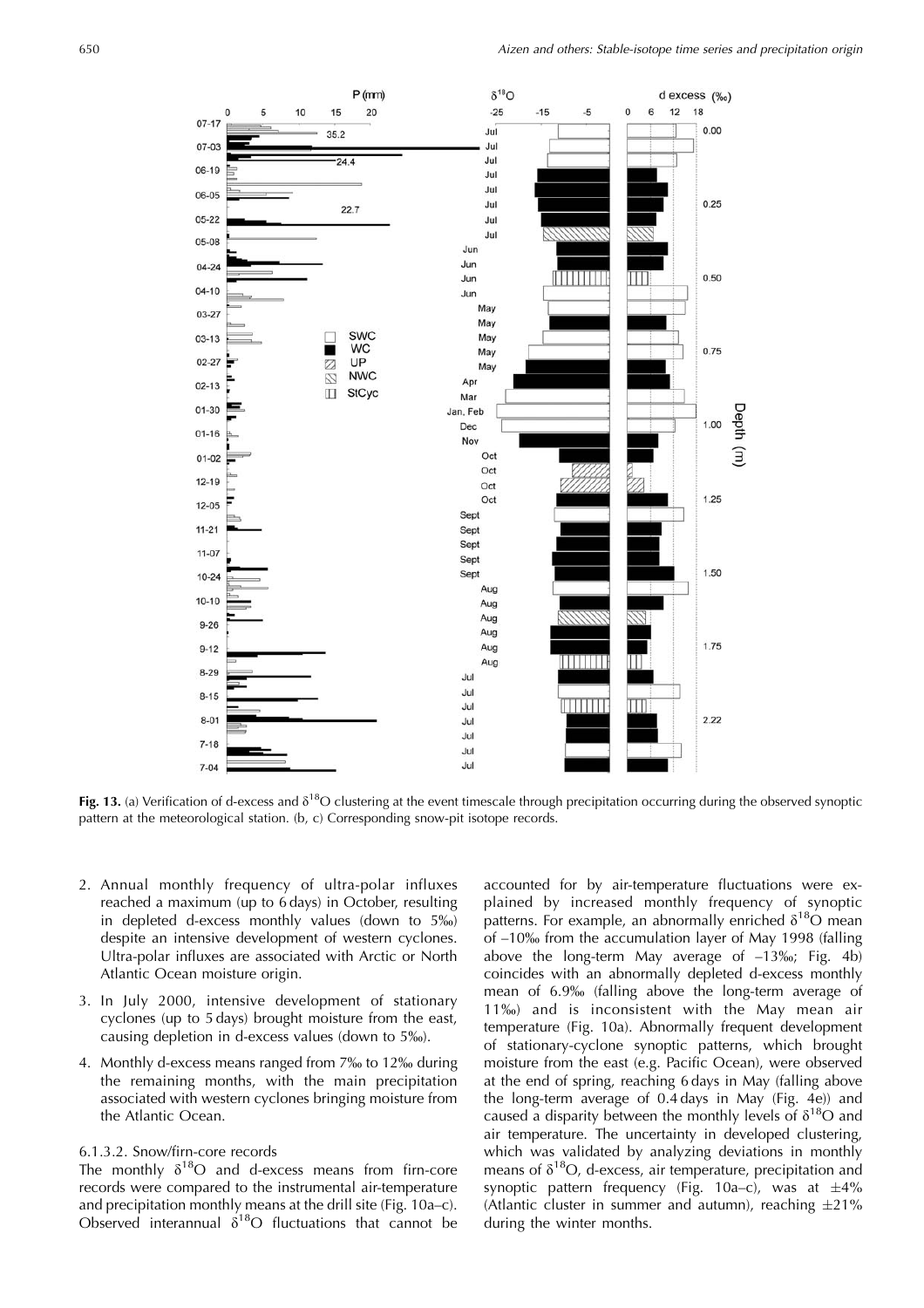**Fig. 13.** (a) Verification of d-excess and $\delta^{18}O$ clustering at the event timescale through precipitation occurring during the observed synoptic pattern at the meteorological station. (b, c) Corresponding snow-pit isotope records.

2. Annual monthly frequency of ultra-polar influxes reached a maximum (up to 6 days) in October, resulting in depleted d-excess monthly values (down to 5‰) despite an intensive development of western cyclones. Ultra-polar influxes are associated with Arctic or North Atlantic Ocean moisture origin.
3. In July 2000, intensive development of stationary cyclones (up to 5 days) brought moisture from the east, causing depletion in d-excess values (down to 5‰).
4. Monthly d-excess means ranged from 7‰ to 12‰ during the remaining months, with the main precipitation associated with western cyclones bringing moisture from the Atlantic Ocean.

#### 6.1.3.2. Snow/firn-core records

The monthly $\delta^{18}O$ and d-excess means from firn-core records were compared to the instrumental air-temperature and precipitation monthly means at the drill site (Fig. 10a–c). Observed interannual $\delta^{18}O$ fluctuations that cannot be accounted for by air-temperature fluctuations were explained by increased monthly frequency of synoptic patterns. For example, an abnormally enriched $\delta^{18}O$ mean of –10‰ from the accumulation layer of May 1998 (falling above the long-term May average of –13‰; Fig. 4b) coincides with an abnormally depleted d-excess monthly mean of 6.9‰ (falling above the long-term average of 11‰) and is inconsistent with the May mean air temperature (Fig. 10a). Abnormally frequent development of stationary-cyclone synoptic patterns, which brought moisture from the east (e.g. Pacific Ocean), were observed at the end of spring, reaching 6 days in May (falling above the long-term average of 0.4 days in May (Fig. 4e)) and caused a disparity between the monthly levels of $\delta^{18}O$ and air temperature. The uncertainty in developed clustering, which was validated by analyzing deviations in monthly means of $\delta^{18}O$, d-excess, air temperature, precipitation and synoptic pattern frequency (Fig. 10a–c), was at ±4% (Atlantic cluster in summer and autumn), reaching ±21% during the winter months.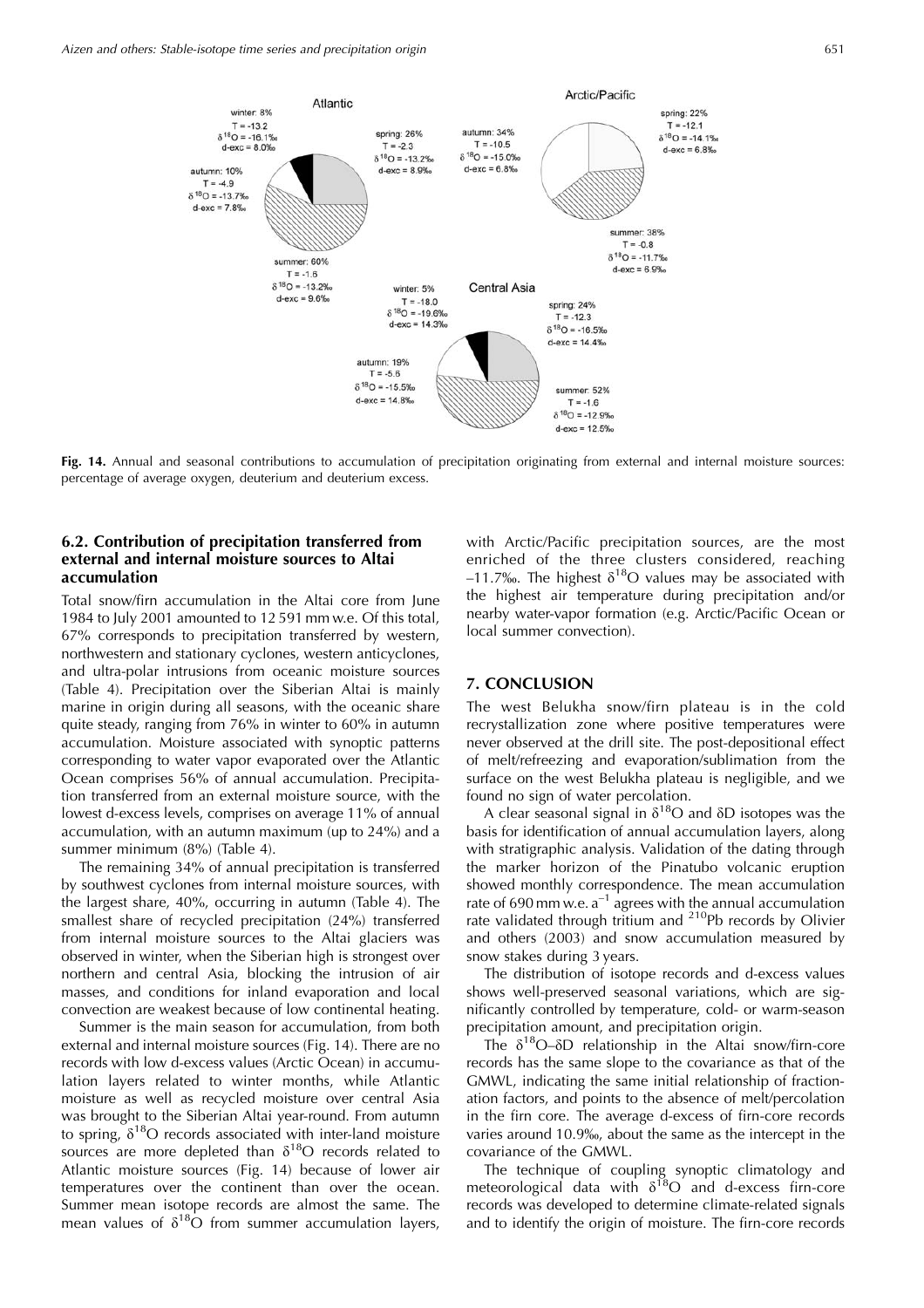Atlantic

winter: 8%
$T = -13.2$
$\delta^{18}O = -16.1‰$
d-exc = 8.0‰

spring: 26%
$T = -2.3$
$\delta^{18}O = -13.2‰$
d-exc = 8.9‰

autumn: 10%
$T = -4.9$
$\delta^{18}O = -13.7‰$
d-exc = 7.8‰

summer: 60%
$T = -1.5$
$\delta^{18}O = -13.2‰$
d-exc = 9.6‰

Arctic/Pacific

autumn: 34%
$T = -10.5$
$\delta^{18}O = -15.0‰$
d-exc = 6.8‰

spring: 22%
$T = -12.1$
$\delta^{18}O = -14.1‰$
d-exc = 6.8‰

summer: 38%
$T = -0.8$
$\delta^{18}O = -11.7‰$
d-exc = 6.9‰

Central Asia

winter: 5%
$T = -18.0$
$\delta^{18}O = -19.6‰$
d-exc = 14.3‰

spring: 24%
$T = -12.3$
$\delta^{18}O = -16.5‰$
d-exc = 14.4‰

autumn: 19%
$T = -5.6$
$\delta^{18}O = -15.5‰$
d-exc = 14.8‰

summer: 52%
$T = -1.6$
$\delta^{18}O = -12.9‰$
d-exc = 12.5‰

**Fig. 14.** Annual and seasonal contributions to accumulation of precipitation originating from external and internal moisture sources: percentage of average oxygen, deuterium and deuterium excess.

### 6.2. Contribution of precipitation transferred from external and internal moisture sources to Altai accumulation

Total snow/firn accumulation in the Altai core from June 1984 to July 2001 amounted to 12 591 mm w.e. Of this total, 67% corresponds to precipitation transferred by western, northwestern and stationary cyclones, western anticyclones, and ultra-polar intrusions from oceanic moisture sources (Table 4). Precipitation over the Siberian Altai is mainly marine in origin during all seasons, with the oceanic share quite steady, ranging from 76% in winter to 60% in autumn accumulation. Moisture associated with synoptic patterns corresponding to water vapor evaporated over the Atlantic Ocean comprises 56% of annual accumulation. Precipitation transferred from an external moisture source, with the lowest d-excess levels, comprises on average 11% of annual accumulation, with an autumn maximum (up to 24%) and a summer minimum (8%) (Table 4).

The remaining 34% of annual precipitation is transferred by southwest cyclones from internal moisture sources, with the largest share, 40%, occurring in autumn (Table 4). The smallest share of recycled precipitation (24%) transferred from internal moisture sources to the Altai glaciers was observed in winter, when the Siberian high is strongest over northern and central Asia, blocking the intrusion of air masses, and conditions for inland evaporation and local convection are weakest because of low continental heating.

Summer is the main season for accumulation, from both external and internal moisture sources (Fig. 14). There are no records with low d-excess values (Arctic Ocean) in accumulation layers related to winter months, while Atlantic moisture as well as recycled moisture over central Asia was brought to the Siberian Altai year-round. From autumn to spring, $\delta^{18}O$ records associated with inter-land moisture sources are more depleted than $\delta^{18}O$ records related to Atlantic moisture sources (Fig. 14) because of lower air temperatures over the continent than over the ocean. Summer mean isotope records are almost the same. The mean values of $\delta^{18}O$ from summer accumulation layers, with Arctic/Pacific precipitation sources, are the most enriched of the three clusters considered, reaching –11.7‰. The highest $\delta^{18}O$ values may be associated with the highest air temperature during precipitation and/or nearby water-vapor formation (e.g. Arctic/Pacific Ocean or local summer convection).

## 7. CONCLUSION

The west Belukha snow/firn plateau is in the cold recrystallization zone where positive temperatures were never observed at the drill site. The post-depositional effect of melt/refreezing and evaporation/sublimation from the surface on the west Belukha plateau is negligible, and we found no sign of water percolation.

A clear seasonal signal in $\delta^{18}O$ and $\delta D$ isotopes was the basis for identification of annual accumulation layers, along with stratigraphic analysis. Validation of the dating through the marker horizon of the Pinatubo volcanic eruption showed monthly correspondence. The mean accumulation rate of 690 mm w.e. $a^{-1}$ agrees with the annual accumulation rate validated through tritium and $^{210}Pb$ records by Olivier and others (2003) and snow accumulation measured by snow stakes during 3 years.

The distribution of isotope records and d-excess values shows well-preserved seasonal variations, which are significantly controlled by temperature, cold- or warm-season precipitation amount, and precipitation origin.

The $\delta^{18}O$–$\delta D$ relationship in the Altai snow/firn-core records has the same slope to the covariance as that of the GMWL, indicating the same initial relationship of fractionation factors, and points to the absence of melt/percolation in the firn core. The average d-excess of firn-core records varies around 10.9‰, about the same as the intercept in the covariance of the GMWL.

The technique of coupling synoptic climatology and meteorological data with $\delta^{18}O$ and d-excess firn-core records was developed to determine climate-related signals and to identify the origin of moisture. The firn-core records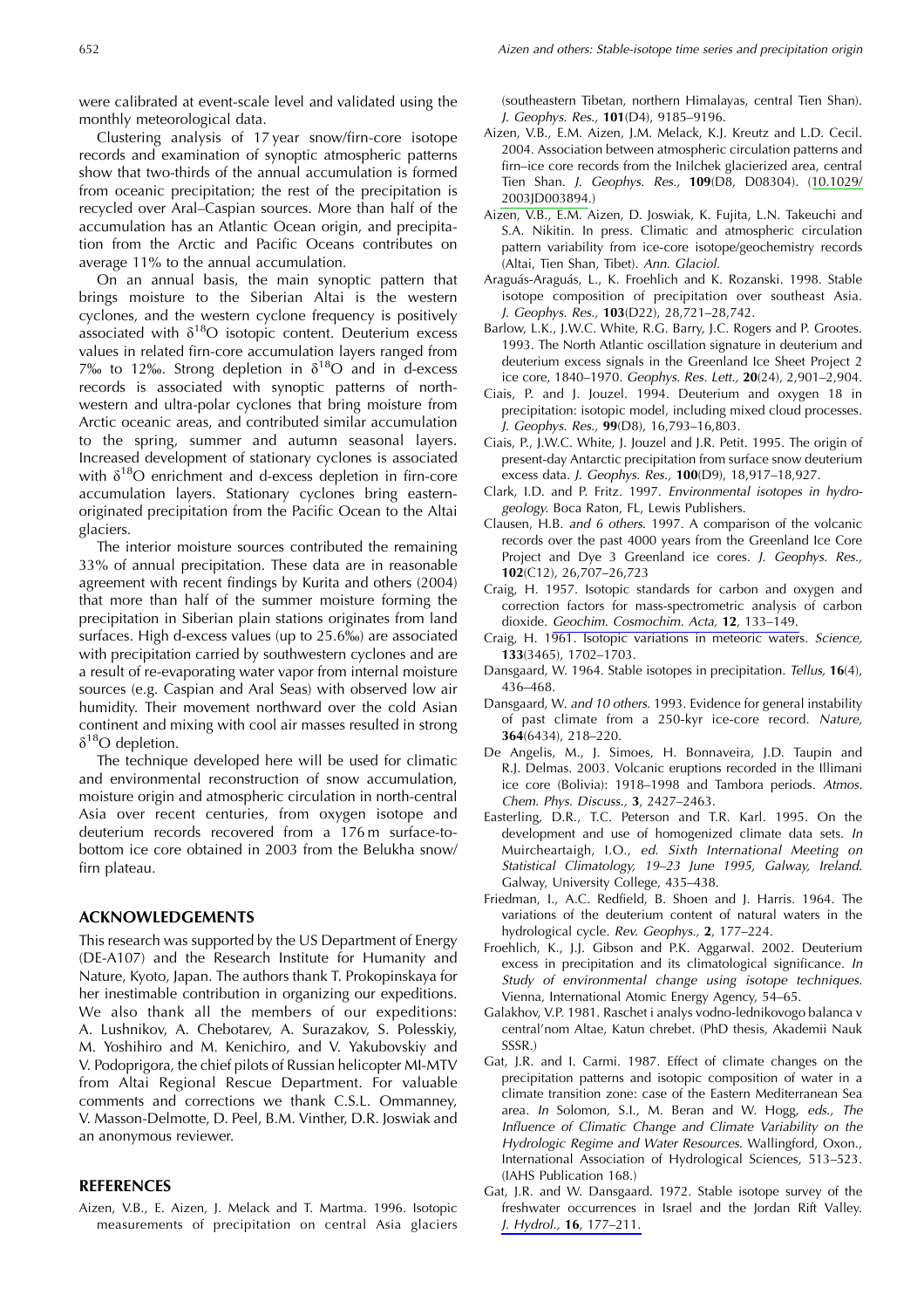were calibrated at event-scale level and validated using the monthly meteorological data.

Clustering analysis of 17 year snow/firn-core isotope records and examination of synoptic atmospheric patterns show that two-thirds of the annual accumulation is formed from oceanic precipitation; the rest of the precipitation is recycled over Aral–Caspian sources. More than half of the accumulation has an Atlantic Ocean origin, and precipitation from the Arctic and Pacific Oceans contributes on average 11% to the annual accumulation.

On an annual basis, the main synoptic pattern that brings moisture to the Siberian Altai is the western cyclones, and the western cyclone frequency is positively associated with $\delta^{18}O$ isotopic content. Deuterium excess values in related firn-core accumulation layers ranged from 7‰ to 12‰. Strong depletion in $\delta^{18}O$ and in d-excess records is associated with synoptic patterns of northwestern and ultra-polar cyclones that bring moisture from Arctic oceanic areas, and contributed similar accumulation to the spring, summer and autumn seasonal layers. Increased development of stationary cyclones is associated with $\delta^{18}O$ enrichment and d-excess depletion in firn-core accumulation layers. Stationary cyclones bring eastern-originated precipitation from the Pacific Ocean to the Altai glaciers.

The interior moisture sources contributed the remaining 33% of annual precipitation. These data are in reasonable agreement with recent findings by Kurita and others (2004) that more than half of the summer moisture forming the precipitation in Siberian plain stations originates from land surfaces. High d-excess values (up to 25.6‰) are associated with precipitation carried by southwestern cyclones and are a result of re-evaporating water vapor from internal moisture sources (e.g. Caspian and Aral Seas) with observed low air humidity. Their movement northward over the cold Asian continent and mixing with cool air masses resulted in strong $\delta^{18}O$ depletion.

The technique developed here will be used for climatic and environmental reconstruction of snow accumulation, moisture origin and atmospheric circulation in north-central Asia over recent centuries, from oxygen isotope and deuterium records recovered from a 176 m surface-to-bottom ice core obtained in 2003 from the Belukha snow/firn plateau.

## ACKNOWLEDGEMENTS

This research was supported by the US Department of Energy (DE-A107) and the Research Institute for Humanity and Nature, Kyoto, Japan. The authors thank T. Prokopinskaya for her inestimable contribution in organizing our expeditions. We also thank all the members of our expeditions: A. Lushnikov, A. Chebotarev, A. Surazakov, S. Polesskiy, M. Yoshihiro and M. Kenichiro, and V. Yakubovskiy and V. Podoprigora, the chief pilots of Russian helicopter MI-MTV from Altai Regional Rescue Department. For valuable comments and corrections we thank C.S.L. Ommanney, V. Masson-Delmotte, D. Peel, B.M. Vinther, D.R. Joswiak and an anonymous reviewer.

## REFERENCES

Aizen, V.B., E. Aizen, J. Melack and T. Martma. 1996. Isotopic measurements of precipitation on central Asia glaciers (southeastern Tibetan, northern Himalayas, central Tien Shan). *J. Geophys. Res.,* **101**(D4), 9185–9196.

Aizen, V.B., E.M. Aizen, J.M. Melack, K.J. Kreutz and L.D. Cecil. 2004. Association between atmospheric circulation patterns and firn–ice core records from the Inilchek glacierized area, central Tien Shan. *J. Geophys. Res.,* **109**(D8, D08304). (10.1029/2003JD003894.)

Aizen, V.B., E.M. Aizen, D. Joswiak, K. Fujita, L.N. Takeuchi and S.A. Nikitin. In press. Climatic and atmospheric circulation pattern variability from ice-core isotope/geochemistry records (Altai, Tien Shan, Tibet). *Ann. Glaciol.*

Araguás-Araguás, L., K. Froehlich and K. Rozanski. 1998. Stable isotope composition of precipitation over southeast Asia. *J. Geophys. Res.,* **103**(D22), 28,721–28,742.

Barlow, L.K., J.W.C. White, R.G. Barry, J.C. Rogers and P. Grootes. 1993. The North Atlantic oscillation signature in deuterium and deuterium excess signals in the Greenland Ice Sheet Project 2 ice core, 1840–1970. *Geophys. Res. Lett.,* **20**(24), 2,901–2,904.

Ciais, P. and J. Jouzel. 1994. Deuterium and oxygen 18 in precipitation: isotopic model, including mixed cloud processes. *J. Geophys. Res.,* **99**(D8), 16,793–16,803.

Ciais, P., J.W.C. White, J. Jouzel and J.R. Petit. 1995. The origin of present-day Antarctic precipitation from surface snow deuterium excess data. *J. Geophys. Res.,* **100**(D9), 18,917–18,927.

Clark, I.D. and P. Fritz. 1997. *Environmental isotopes in hydrogeology.* Boca Raton, FL, Lewis Publishers.

Clausen, H.B. *and 6 others.* 1997. A comparison of the volcanic records over the past 4000 years from the Greenland Ice Core Project and Dye 3 Greenland ice cores. *J. Geophys. Res.,* **102**(C12), 26,707–26,723

Craig, H. 1957. Isotopic standards for carbon and oxygen and correction factors for mass-spectrometric analysis of carbon dioxide. *Geochim. Cosmochim. Acta,* **12**, 133–149.

Craig, H. 1961. Isotopic variations in meteoric waters. *Science,* **133**(3465), 1702–1703.

Dansgaard, W. 1964. Stable isotopes in precipitation. *Tellus,* **16**(4), 436–468.

Dansgaard, W. *and 10 others*. 1993. Evidence for general instability of past climate from a 250-kyr ice-core record. *Nature,* **364**(6434), 218–220.

De Angelis, M., J. Simoes, H. Bonnaveira, J.D. Taupin and R.J. Delmas. 2003. Volcanic eruptions recorded in the Illimani ice core (Bolivia): 1918–1998 and Tambora periods. *Atmos. Chem. Phys. Discuss.,* **3**, 2427–2463.

Easterling, D.R., T.C. Peterson and T.R. Karl. 1995. On the development and use of homogenized climate data sets. *In* Muircheartaigh, I.O., *ed. Sixth International Meeting on Statistical Climatology, 19–23 June 1995, Galway, Ireland.* Galway, University College, 435–438.

Friedman, I., A.C. Redfield, B. Shoen and J. Harris. 1964. The variations of the deuterium content of natural waters in the hydrological cycle. *Rev. Geophys.,* **2**, 177–224.

Froehlich, K., J.J. Gibson and P.K. Aggarwal. 2002. Deuterium excess in precipitation and its climatological significance. *In Study of environmental change using isotope techniques.* Vienna, International Atomic Energy Agency, 54–65.

Galakhov, V.P. 1981. Raschet i analys vodno-lednikovogo balanca v central'nom Altae, Katun chrebet. (PhD thesis, Akademii Nauk SSSR.)

Gat, J.R. and I. Carmi. 1987. Effect of climate changes on the precipitation patterns and isotopic composition of water in a climate transition zone: case of the Eastern Mediterranean Sea area. *In* Solomon, S.I., M. Beran and W. Hogg, *eds., The Influence of Climatic Change and Climate Variability on the Hydrologic Regime and Water Resources.* Wallingford, Oxon., International Association of Hydrological Sciences, 513–523. (IAHS Publication 168.)

Gat, J.R. and W. Dansgaard. 1972. Stable isotope survey of the freshwater occurrences in Israel and the Jordan Rift Valley. *J. Hydrol.,* **16**, 177–211.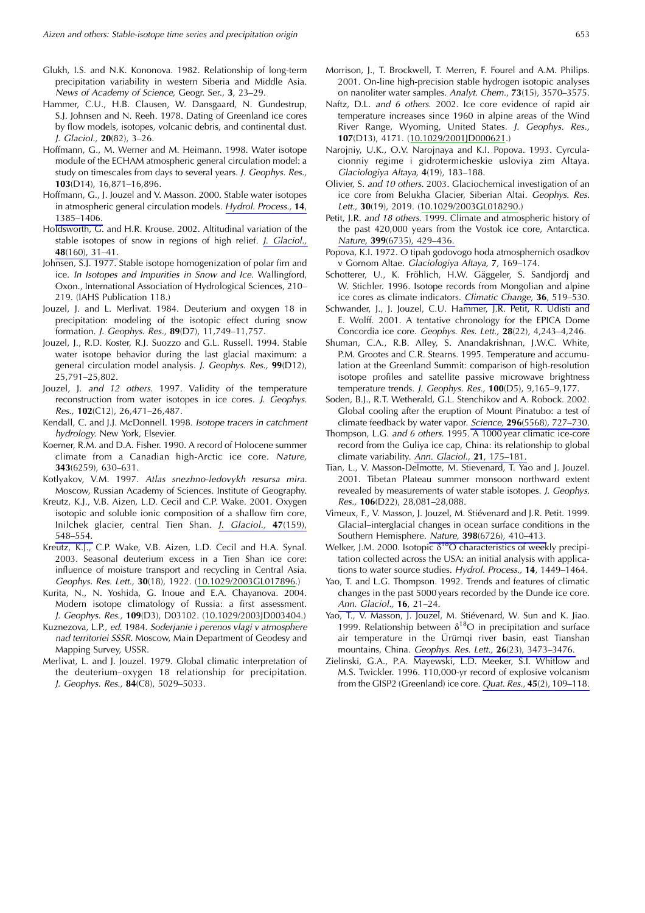Glukh, I.S. and N.K. Kononova. 1982. Relationship of long-term precipitation variability in western Siberia and Middle Asia. *News of Academy of Science*, Geogr. Ser., **3**, 23–29.

Hammer, C.U., H.B. Clausen, W. Dansgaard, N. Gundestrup, S.J. Johnsen and N. Reeh. 1978. Dating of Greenland ice cores by flow models, isotopes, volcanic debris, and continental dust. *J. Glaciol.,* **20**(82), 3–26.

Hoffmann, G., M. Werner and M. Heimann. 1998. Water isotope module of the ECHAM atmospheric general circulation model: a study on timescales from days to several years. *J. Geophys. Res.,* **103**(D14), 16,871–16,896.

Hoffmann, G., J. Jouzel and V. Masson. 2000. Stable water isotopes in atmospheric general circulation models. *Hydrol. Process.,* **14**, 1385–1406.

Holdsworth, G. and H.R. Krouse. 2002. Altitudinal variation of the stable isotopes of snow in regions of high relief. *J. Glaciol.,* **48**(160), 31–41.

Johnsen, S.J. 1977. Stable isotope homogenization of polar firn and ice. *In Isotopes and Impurities in Snow and Ice.* Wallingford, Oxon., International Association of Hydrological Sciences, 210–219. (IAHS Publication 118.)

Jouzel, J. and L. Merlivat. 1984. Deuterium and oxygen 18 in precipitation: modeling of the isotopic effect during snow formation. *J. Geophys. Res.,* **89**(D7), 11,749–11,757.

Jouzel, J., R.D. Koster, R.J. Suozzo and G.L. Russell. 1994. Stable water isotope behavior during the last glacial maximum: a general circulation model analysis. *J. Geophys. Res.,* **99**(D12), 25,791–25,802.

Jouzel, J. *and 12 others.* 1997. Validity of the temperature reconstruction from water isotopes in ice cores. *J. Geophys. Res.,* **102**(C12), 26,471–26,487.

Kendall, C. and J.J. McDonnell. 1998. *Isotope tracers in catchment hydrology.* New York, Elsevier.

Koerner, R.M. and D.A. Fisher. 1990. A record of Holocene summer climate from a Canadian high-Arctic ice core. *Nature,* **343**(6259), 630–631.

Kotlyakov, V.M. 1997. *Atlas snezhno-ledovykh resursa mira.* Moscow, Russian Academy of Sciences. Institute of Geography.

Kreutz, K.J., V.B. Aizen, L.D. Cecil and C.P. Wake. 2001. Oxygen isotopic and soluble ionic composition of a shallow firn core, Inilchek glacier, central Tien Shan. *J. Glaciol.,* **47**(159), 548–554.

Kreutz, K.J., C.P. Wake, V.B. Aizen, L.D. Cecil and H.A. Synal. 2003. Seasonal deuterium excess in a Tien Shan ice core: influence of moisture transport and recycling in Central Asia. *Geophys. Res. Lett.,* **30**(18), 1922. (10.1029/2003GL017896.)

Kurita, N., N. Yoshida, G. Inoue and E.A. Chayanova. 2004. Modern isotope climatology of Russia: a first assessment. *J. Geophys. Res.,* **109**(D3), D03102. (10.1029/2003JD003404.)

Kuznezova, L.P., *ed.* 1984. *Soderjanie i perenos vlagi v atmosphere nad territoriei SSSR.* Moscow, Main Department of Geodesy and Mapping Survey, USSR.

Merlivat, L. and J. Jouzel. 1979. Global climatic interpretation of the deuterium–oxygen 18 relationship for precipitation. *J. Geophys. Res.,* **84**(C8), 5029–5033.

Morrison, J., T. Brockwell, T. Merren, F. Fourel and A.M. Philips. 2001. On-line high-precision stable hydrogen isotopic analyses on nanoliter water samples. *Analyt. Chem.,* **73**(15), 3570–3575.

Naftz, D.L. *and 6 others.* 2002. Ice core evidence of rapid air temperature increases since 1960 in alpine areas of the Wind River Range, Wyoming, United States. *J. Geophys. Res.,* **107**(D13), 4171. (10.1029/2001JD000621.)

Narojniy, U.K., O.V. Narojnaya and K.I. Popova. 1993. Cyrculacionniy regime i gidrotermicheskie usloviya zim Altaya. *Glaciologiya Altaya,* **4**(19), 183–188.

Olivier, S. *and 10 others.* 2003. Glaciochemical investigation of an ice core from Belukha Glacier, Siberian Altai. *Geophys. Res. Lett.,* **30**(19), 2019. (10.1029/2003GL018290.)

Petit, J.R. *and 18 others.* 1999. Climate and atmospheric history of the past 420,000 years from the Vostok ice core, Antarctica. *Nature,* **399**(6735), 429–436.

Popova, K.I. 1972. O tipah godovogo hoda atmosphernich osadkov v Gornom Altae. *Glaciologiya Altaya,* **7**, 169–174.

Schotterer, U., K. Fröhlich, H.W. Gäggeler, S. Sandjordj and W. Stichler. 1996. Isotope records from Mongolian and alpine ice cores as climate indicators. *Climatic Change,* **36**, 519–530.

Schwander, J., J. Jouzel, C.U. Hammer, J.R. Petit, R. Udisti and E. Wolff. 2001. A tentative chronology for the EPICA Dome Concordia ice core. *Geophys. Res. Lett.,* **28**(22), 4,243–4,246.

Shuman, C.A., R.B. Alley, S. Anandakrishnan, J.W.C. White, P.M. Grootes and C.R. Stearns. 1995. Temperature and accumulation at the Greenland Summit: comparison of high-resolution isotope profiles and satellite passive microwave brightness temperature trends. *J. Geophys. Res.,* **100**(D5), 9,165–9,177.

Soden, B.J., R.T. Wetherald, G.L. Stenchikov and A. Robock. 2002. Global cooling after the eruption of Mount Pinatubo: a test of climate feedback by water vapor. *Science,* **296**(5568), 727–730.

Thompson, L.G. *and 6 others.* 1995. A 1000 year climatic ice-core record from the Guliya ice cap, China: its relationship to global climate variability. *Ann. Glaciol.,* **21**, 175–181.

Tian, L., V. Masson-Delmotte, M. Stievenard, T. Yao and J. Jouzel. 2001. Tibetan Plateau summer monsoon northward extent revealed by measurements of water stable isotopes. *J. Geophys. Res.,* **106**(D22), 28,081–28,088.

Vimeux, F., V. Masson, J. Jouzel, M. Stiévenard and J.R. Petit. 1999. Glacial–interglacial changes in ocean surface conditions in the Southern Hemisphere. *Nature,* **398**(6726), 410–413.

Welker, J.M. 2000. Isotopic $\delta^{18}$O characteristics of weekly precipitation collected across the USA: an initial analysis with applications to water source studies. *Hydrol. Process.,* **14**, 1449–1464.

Yao, T. and L.G. Thompson. 1992. Trends and features of climatic changes in the past 5000 years recorded by the Dunde ice core. *Ann. Glaciol.,* **16**, 21–24.

Yao, T., V. Masson, J. Jouzel, M. Stiévenard, W. Sun and K. Jiao. 1999. Relationship between $\delta^{18}$O in precipitation and surface air temperature in the Ürümqi river basin, east Tianshan mountains, China. *Geophys. Res. Lett.,* **26**(23), 3473–3476.

Zielinski, G.A., P.A. Mayewski, L.D. Meeker, S.I. Whitlow and M.S. Twickler. 1996. 110,000-yr record of explosive volcanism from the GISP2 (Greenland) ice core. *Quat. Res.,* **45**(2), 109–118.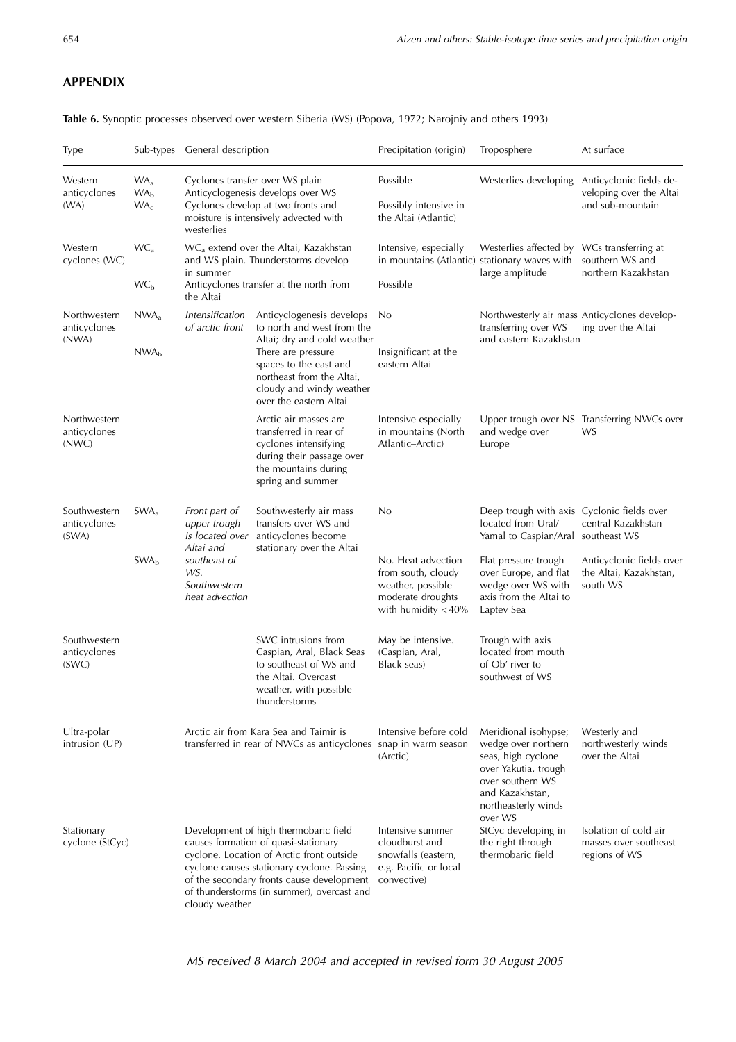## APPENDIX

**Table 6.** Synoptic processes observed over western Siberia (WS) (Popova, 1972; Narojniy and others 1993)

| Type | Sub-types | General description | | Precipitation (origin) | Troposphere | At surface |
|---|---|---|---|---|---|---|
| Western anticyclones (WA) | $WA_a$ $WA_b$ $WA_c$ | Cyclones transfer over WS plain Anticyclogenesis develops over WS Cyclones develop at two fronts and moisture is intensively advected with westerlies | | Possible Possibly intensive in the Altai (Atlantic) | Westerlies developing | Anticyclonic fields developing over the Altai and sub-mountain |
| Western cyclones (WC) | $WC_a$ $WC_b$ | $WC_a$ extend over the Altai, Kazakhstan and WS plain. Thunderstorms develop in summer Anticyclones transfer at the north from the Altai | | Intensive, especially in mountains (Atlantic) Possible | Westerlies affected by stationary waves with large amplitude | WCs transferring at southern WS and northern Kazakhstan |
| Northwestern anticyclones (NWA) | $NWA_a$ $NWA_b$ | *Intensification of arctic front* | Anticyclogenesis develops to north and west from the Altai; dry and cold weather There are pressure spaces to the east and northeast from the Altai, cloudy and windy weather over the eastern Altai | No Insignificant at the eastern Altai | Northwesterly air mass transferring over WS and eastern Kazakhstan | Anticyclones developing over the Altai |
| Northwestern anticyclones (NWC) | | | Arctic air masses are transferred in rear of cyclones intensifying during their passage over the mountains during spring and summer | Intensive especially in mountains (North Atlantic–Arctic) | Upper trough over NS and wedge over Europe | Transferring NWCs over WS |
| Southwestern anticyclones (SWA) | $SWA_a$ $SWA_b$ | *Front part of upper trough is located over Altai and southeast of WS. Southwestern heat advection* | Southwesterly air mass transfers over WS and anticyclones become stationary over the Altai | No No. Heat advection from south, cloudy weather, possible moderate droughts with humidity <40% | Deep trough with axis located from Ural/ Yamal to Caspian/Aral Flat pressure trough over Europe, and flat wedge over WS with axis from the Altai to Laptev Sea | Cyclonic fields over central Kazakhstan southeast WS Anticyclonic fields over the Altai, Kazakhstan, south WS |
| Southwestern anticyclones (SWC) | | | SWC intrusions from Caspian, Aral, Black Seas to southeast of WS and the Altai. Overcast weather, with possible thunderstorms | May be intensive. (Caspian, Aral, Black seas) | Trough with axis located from mouth of Ob' river to southwest of WS | |
| Ultra-polar intrusion (UP) | | Arctic air from Kara Sea and Taimir is transferred in rear of NWCs as anticyclones | | Intensive before cold snap in warm season (Arctic) | Meridional isohypse; wedge over northern seas, high cyclone over Yakutia, trough over southern WS and Kazakhstan, northeasterly winds over WS | Westerly and northwesterly winds over the Altai |
| Stationary cyclone (StCyc) | | Development of high thermobaric field causes formation of quasi-stationary cyclone. Location of Arctic front outside cyclone causes stationary cyclone. Passing of the secondary fronts cause development of thunderstorms (in summer), overcast and cloudy weather | | Intensive summer cloudburst and snowfalls (eastern, e.g. Pacific or local convective) | StCyc developing in the right through thermobaric field | Isolation of cold air masses over southeast regions of WS |

*MS received 8 March 2004 and accepted in revised form 30 August 2005*